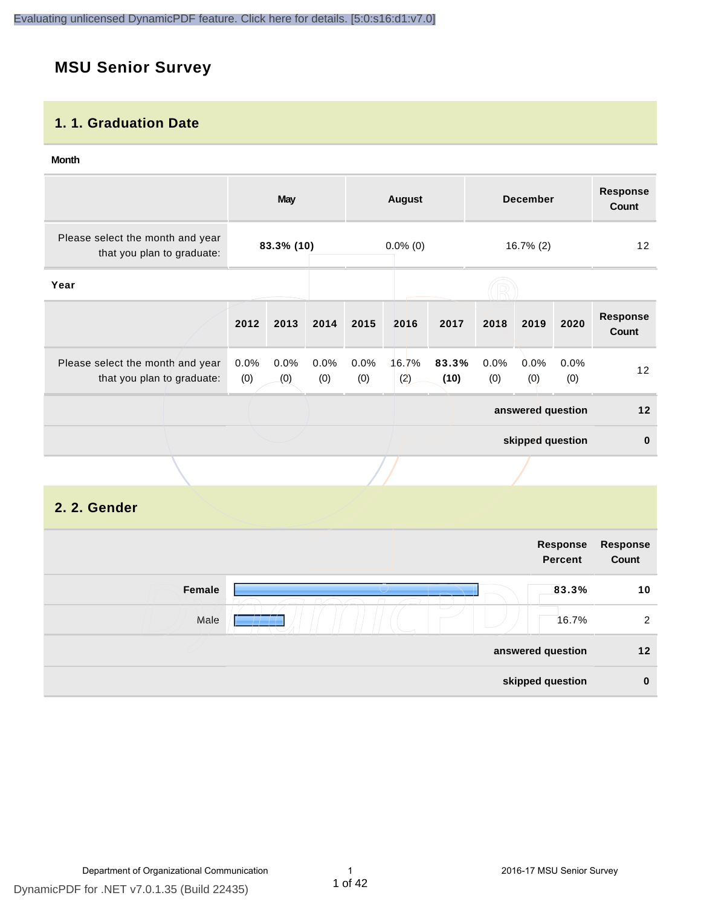# MSU Senior Survey

## 1. 1. Graduation Date

**Month**

| | May | August | December | Response Count |
|---|---|---|---|---|
| Please select the month and year that you plan to graduate: | **83.3% (10)** | 0.0% (0) | 16.7% (2) | 12 |

**Year**

| | 2012 | 2013 | 2014 | 2015 | 2016 | 2017 | 2018 | 2019 | 2020 | Response Count |
|---|---|---|---|---|---|---|---|---|---|---|
| Please select the month and year that you plan to graduate: | 0.0% (0) | 0.0% (0) | 0.0% (0) | 0.0% (0) | 16.7% (2) | **83.3% (10)** | 0.0% (0) | 0.0% (0) | 0.0% (0) | 12 |
| | | | | | | | | | **answered question** | **12** |
| | | | | | | | | | **skipped question** | **0** |

## 2. 2. Gender

| | Response Percent | Response Count |
|---|---|---|
| **Female** | **83.3%** | **10** |
| Male | 16.7% | 2 |
| **answered question** | | **12** |
| **skipped question** | | **0** |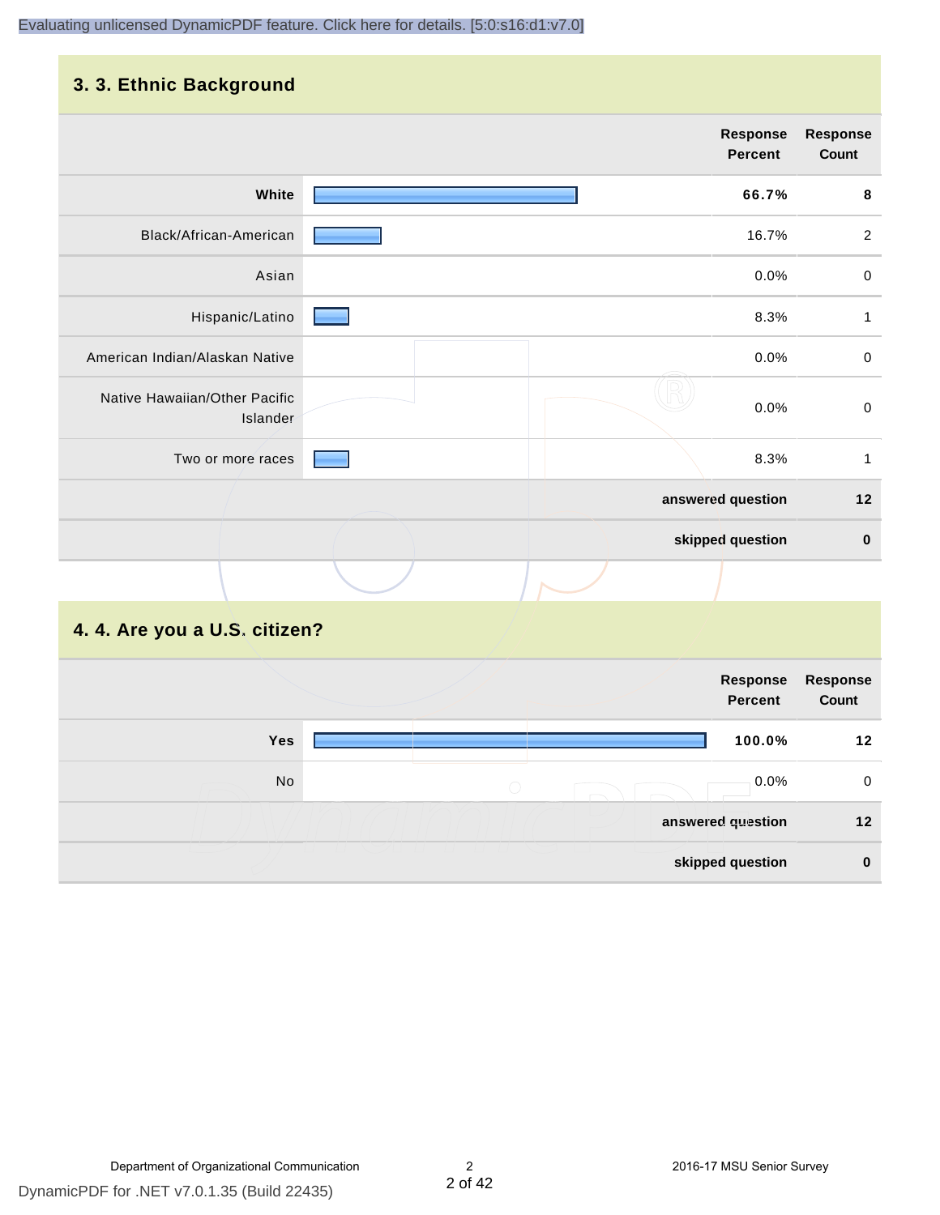## 3. 3. Ethnic Background

| | Response Percent | Response Count |
|---|---|---|
| **White** | **66.7%** | **8** |
| Black/African-American | 16.7% | 2 |
| Asian | 0.0% | 0 |
| Hispanic/Latino | 8.3% | 1 |
| American Indian/Alaskan Native | 0.0% | 0 |
| Native Hawaiian/Other Pacific Islander | 0.0% | 0 |
| Two or more races | 8.3% | 1 |
| | **answered question** | **12** |
| | **skipped question** | **0** |

## 4. 4. Are you a U.S. citizen?

| | Response Percent | Response Count |
|---|---|---|
| **Yes** | **100.0%** | **12** |
| No | 0.0% | 0 |
| | **answered question** | **12** |
| | **skipped question** | **0** |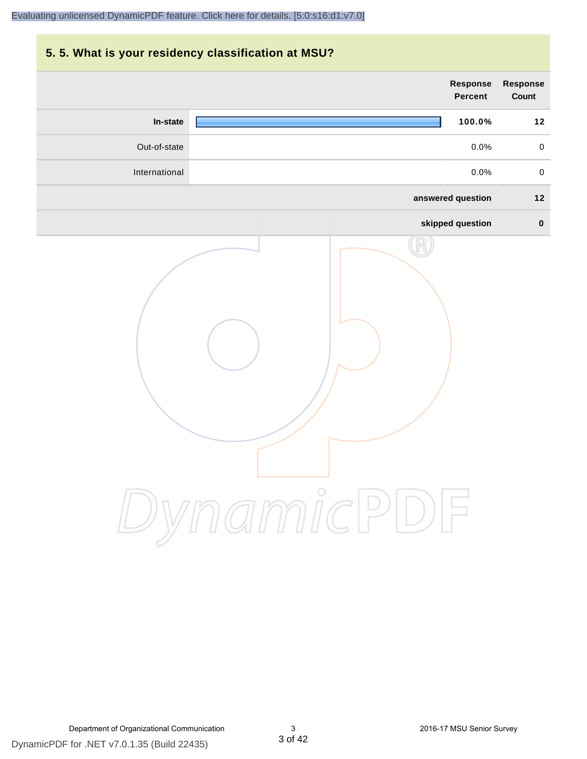## 5. 5. What is your residency classification at MSU?

| | Response Percent | Response Count |
|---|---|---|
| **In-state** | **100.0%** | **12** |
| Out-of-state | 0.0% | 0 |
| International | 0.0% | 0 |
| | **answered question** | **12** |
| | **skipped question** | **0** |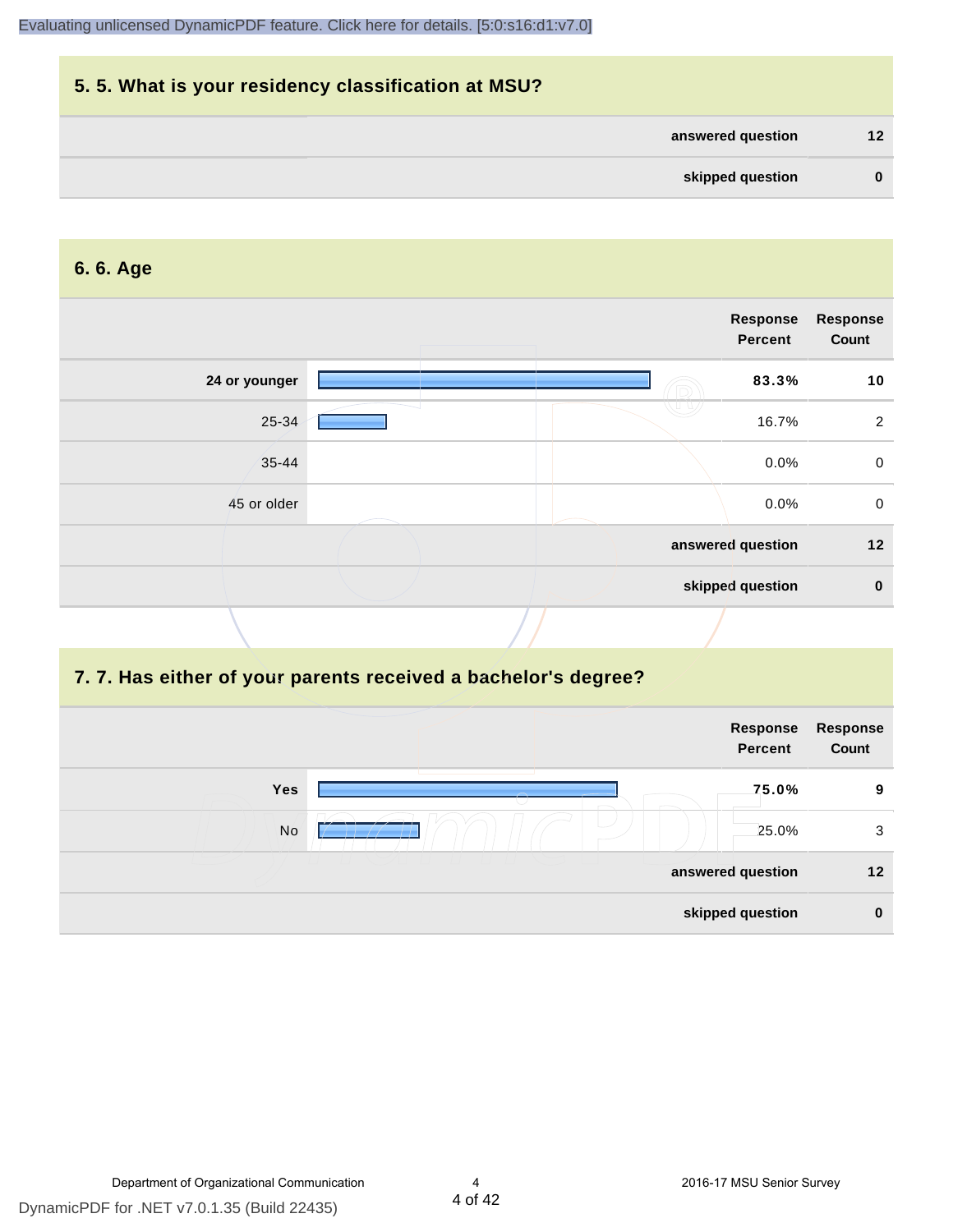## 5. 5. What is your residency classification at MSU?

| | |
|---|---|
| **answered question** | **12** |
| **skipped question** | **0** |

## 6. 6. Age

| | Response Percent | Response Count |
|---|---|---|
| **24 or younger** | **83.3%** | **10** |
| 25-34 | 16.7% | 2 |
| 35-44 | 0.0% | 0 |
| 45 or older | 0.0% | 0 |
| **answered question** | | **12** |
| **skipped question** | | **0** |

## 7. 7. Has either of your parents received a bachelor's degree?

| | Response Percent | Response Count |
|---|---|---|
| **Yes** | **75.0%** | **9** |
| No | 25.0% | 3 |
| **answered question** | | **12** |
| **skipped question** | | **0** |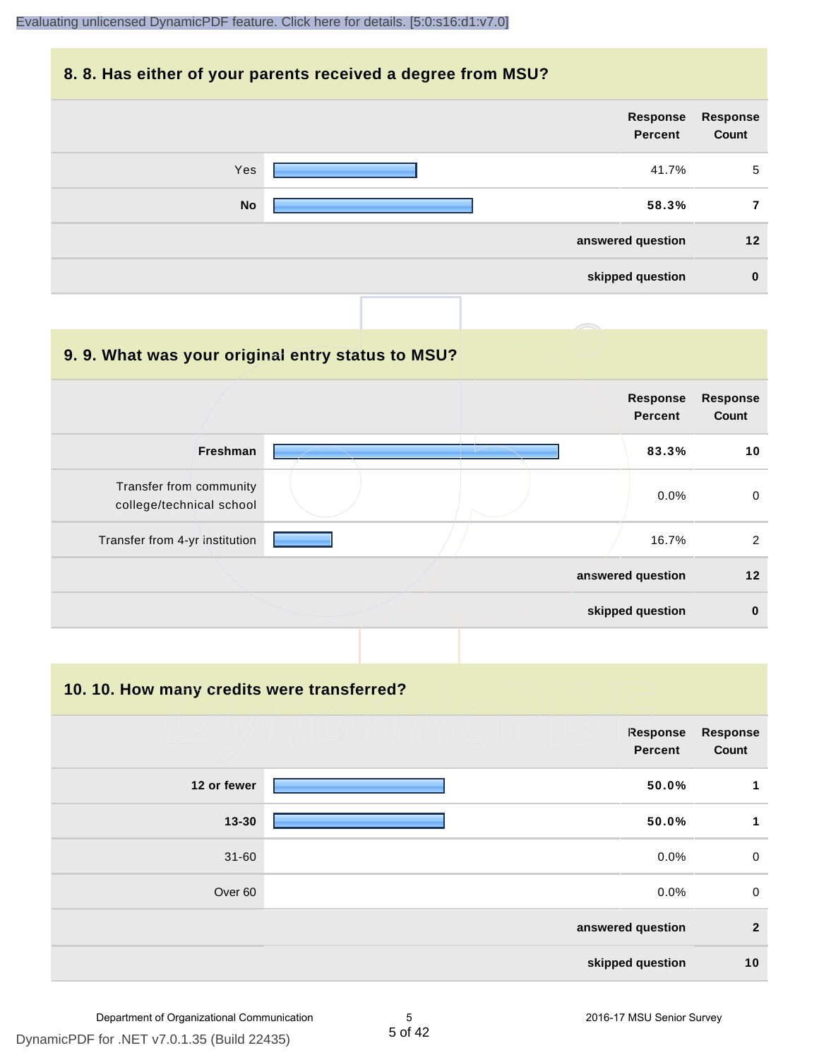## 8. 8. Has either of your parents received a degree from MSU?

| | Response Percent | Response Count |
|---|---|---|
| Yes | 41.7% | 5 |
| **No** | **58.3%** | **7** |
| | **answered question** | **12** |
| | **skipped question** | **0** |

## 9. 9. What was your original entry status to MSU?

| | Response Percent | Response Count |
|---|---|---|
| **Freshman** | **83.3%** | **10** |
| Transfer from community college/technical school | 0.0% | 0 |
| Transfer from 4-yr institution | 16.7% | 2 |
| | **answered question** | **12** |
| | **skipped question** | **0** |

## 10. 10. How many credits were transferred?

| | Response Percent | Response Count |
|---|---|---|
| **12 or fewer** | **50.0%** | **1** |
| **13-30** | **50.0%** | **1** |
| 31-60 | 0.0% | 0 |
| Over 60 | 0.0% | 0 |
| | **answered question** | **2** |
| | **skipped question** | **10** |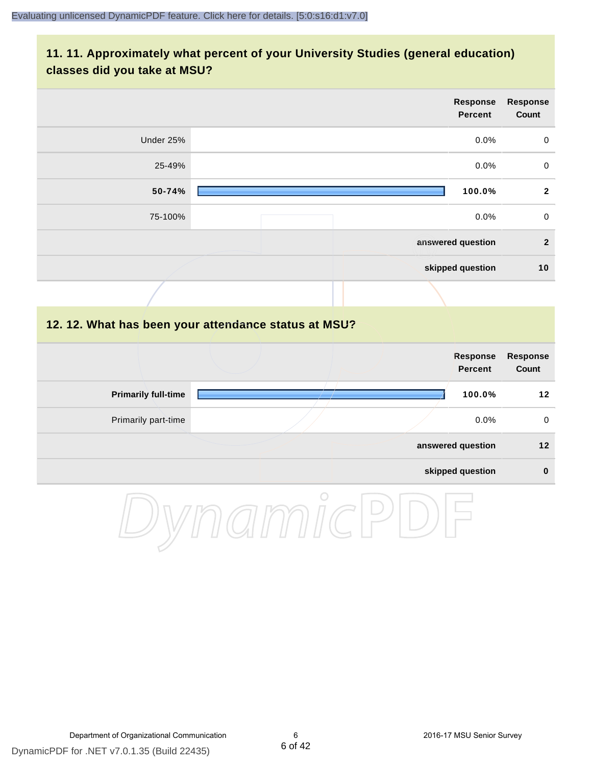## 11. 11. Approximately what percent of your University Studies (general education) classes did you take at MSU?

| | Response Percent | Response Count |
|---|---|---|
| Under 25% | 0.0% | 0 |
| 25-49% | 0.0% | 0 |
| **50-74%** | **100.0%** | **2** |
| 75-100% | 0.0% | 0 |
| | **answered question** | **2** |
| | **skipped question** | **10** |

## 12. 12. What has been your attendance status at MSU?

| | Response Percent | Response Count |
|---|---|---|
| **Primarily full-time** | **100.0%** | **12** |
| Primarily part-time | 0.0% | 0 |
| | **answered question** | **12** |
| | **skipped question** | **0** |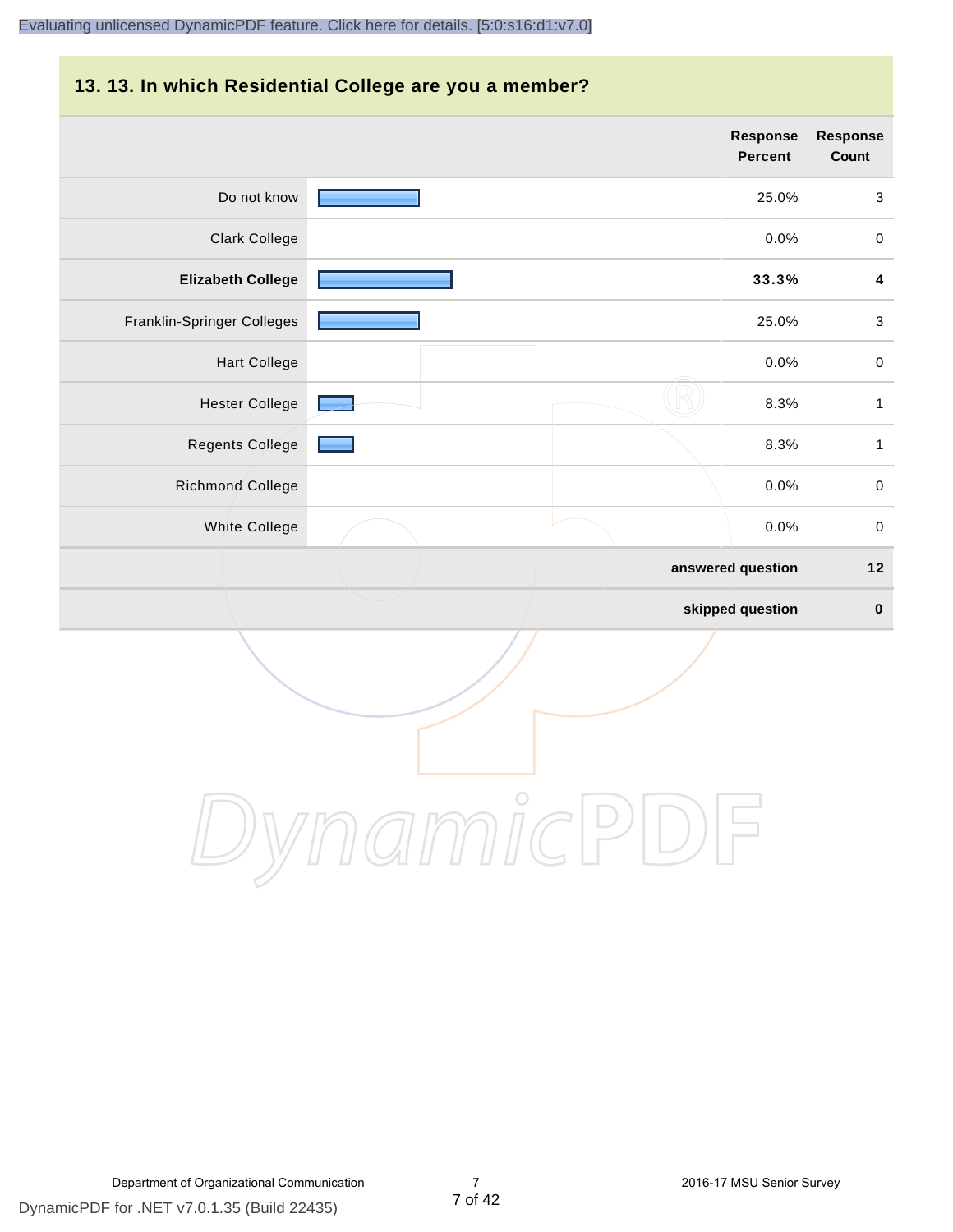## 13. 13. In which Residential College are you a member?

| | Response Percent | Response Count |
|---|---|---|
| Do not know | 25.0% | 3 |
| Clark College | 0.0% | 0 |
| **Elizabeth College** | **33.3%** | **4** |
| Franklin-Springer Colleges | 25.0% | 3 |
| Hart College | 0.0% | 0 |
| Hester College | 8.3% | 1 |
| Regents College | 8.3% | 1 |
| Richmond College | 0.0% | 0 |
| White College | 0.0% | 0 |
| | **answered question** | **12** |
| | **skipped question** | **0** |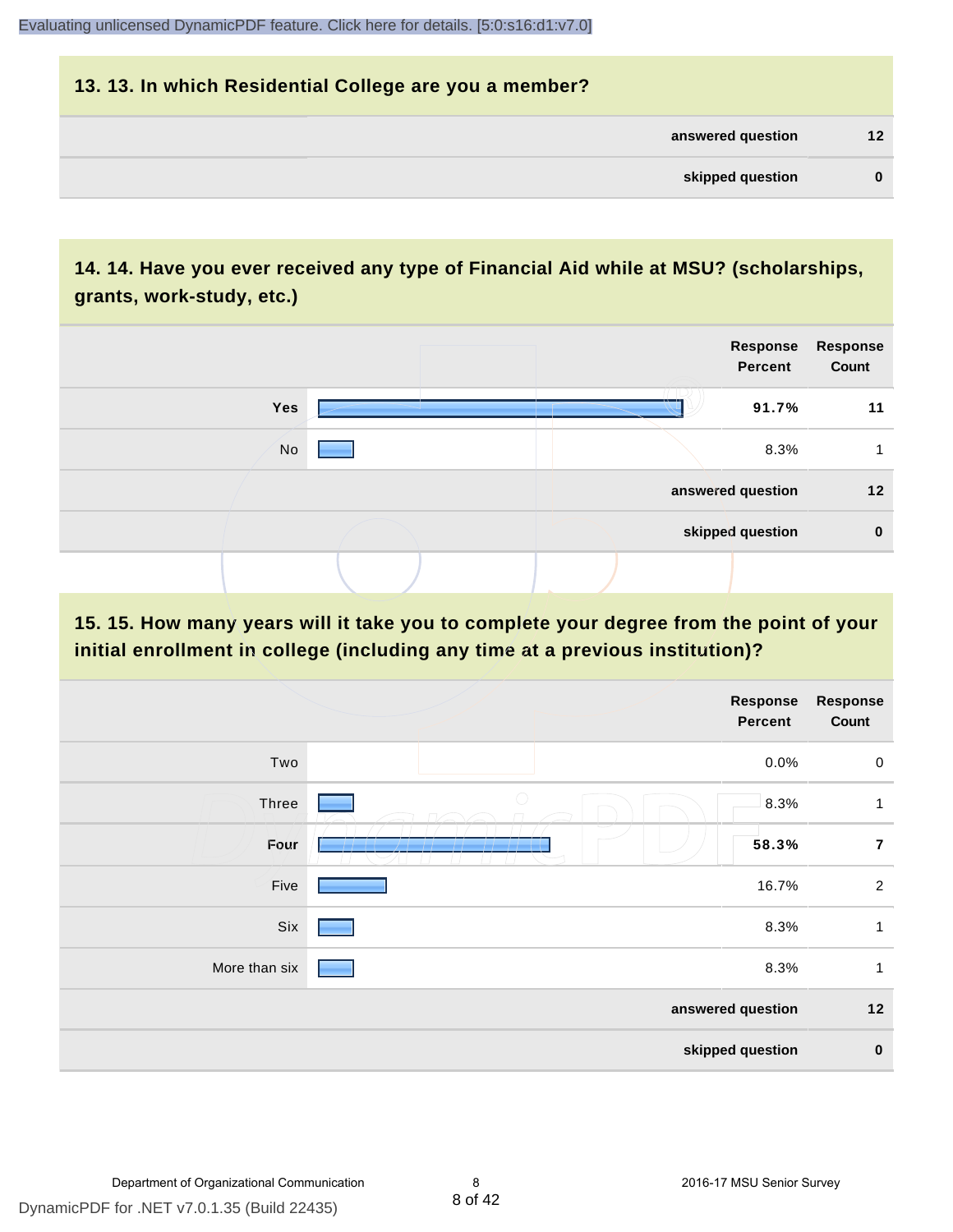## 13. 13. In which Residential College are you a member?

| | |
|---|---|
| **answered question** | **12** |
| **skipped question** | **0** |

## 14. 14. Have you ever received any type of Financial Aid while at MSU? (scholarships, grants, work-study, etc.)

| | Response Percent | Response Count |
|---|---|---|
| **Yes** | **91.7%** | **11** |
| No | 8.3% | 1 |
| **answered question** | | **12** |
| **skipped question** | | **0** |

## 15. 15. How many years will it take you to complete your degree from the point of your initial enrollment in college (including any time at a previous institution)?

| | Response Percent | Response Count |
|---|---|---|
| Two | 0.0% | 0 |
| Three | 8.3% | 1 |
| **Four** | **58.3%** | **7** |
| Five | 16.7% | 2 |
| Six | 8.3% | 1 |
| More than six | 8.3% | 1 |
| **answered question** | | **12** |
| **skipped question** | | **0** |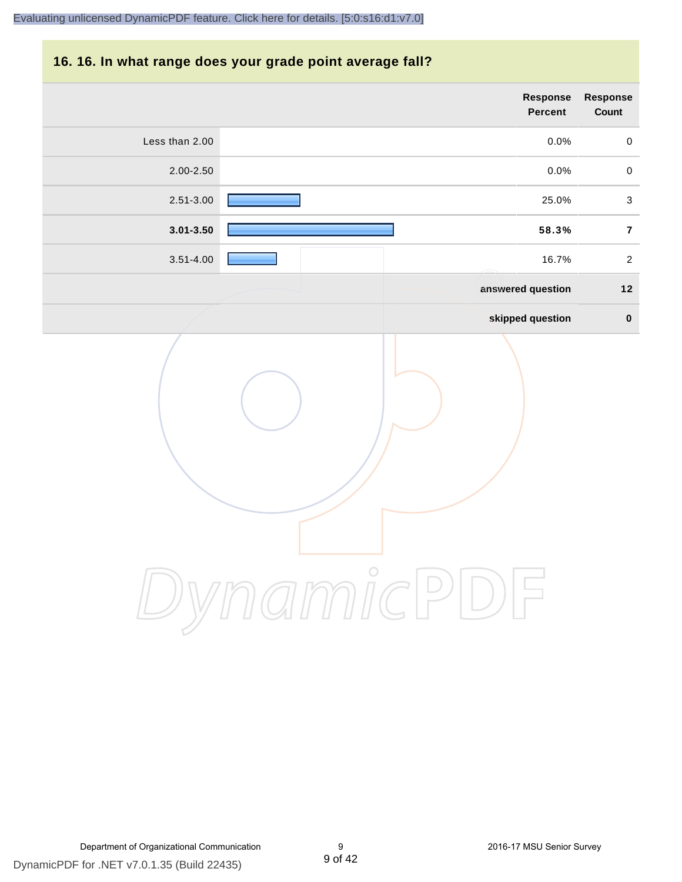## 16. 16. In what range does your grade point average fall?

| | Response Percent | Response Count |
|---|---|---|
| Less than 2.00 | 0.0% | 0 |
| 2.00-2.50 | 0.0% | 0 |
| 2.51-3.00 | 25.0% | 3 |
| **3.01-3.50** | **58.3%** | **7** |
| 3.51-4.00 | 16.7% | 2 |
| | **answered question** | **12** |
| | **skipped question** | **0** |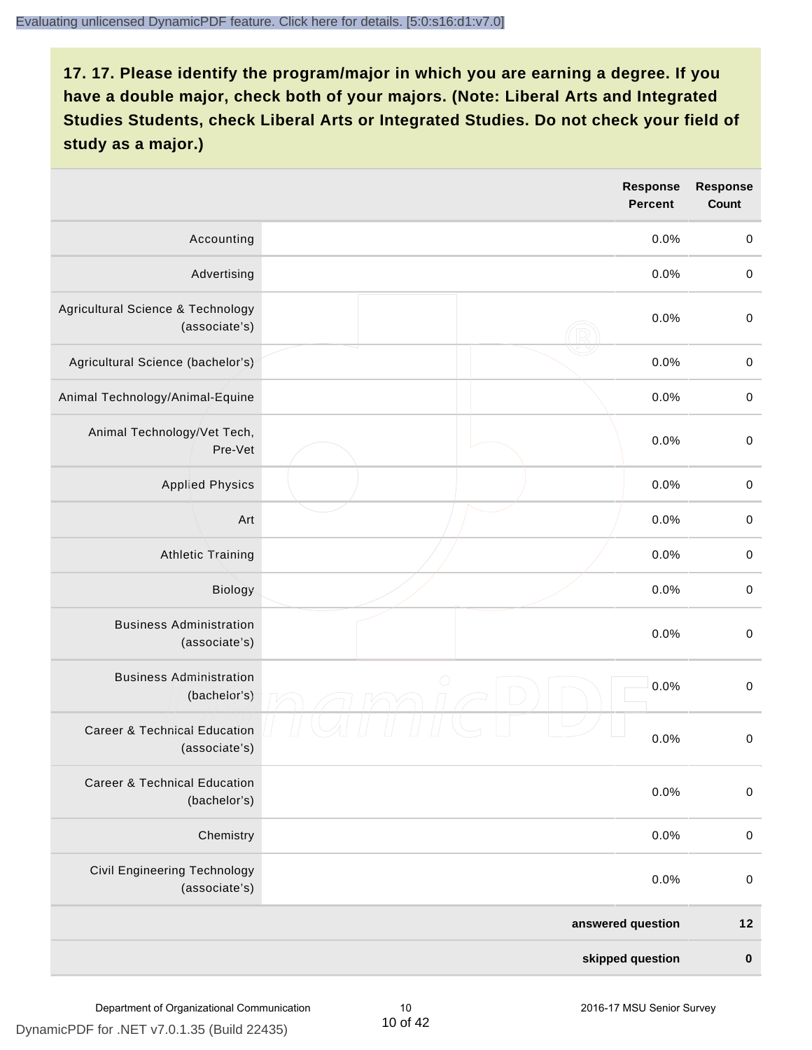## 17. 17. Please identify the program/major in which you are earning a degree. If you have a double major, check both of your majors. (Note: Liberal Arts and Integrated Studies Students, check Liberal Arts or Integrated Studies. Do not check your field of study as a major.)

| | | Response Percent | Response Count |
|---|---|---|---|
| Accounting | | 0.0% | 0 |
| Advertising | | 0.0% | 0 |
| Agricultural Science & Technology (associate's) | | 0.0% | 0 |
| Agricultural Science (bachelor's) | | 0.0% | 0 |
| Animal Technology/Animal-Equine | | 0.0% | 0 |
| Animal Technology/Vet Tech, Pre-Vet | | 0.0% | 0 |
| Applied Physics | | 0.0% | 0 |
| Art | | 0.0% | 0 |
| Athletic Training | | 0.0% | 0 |
| Biology | | 0.0% | 0 |
| Business Administration (associate's) | | 0.0% | 0 |
| Business Administration (bachelor's) | | 0.0% | 0 |
| Career & Technical Education (associate's) | | 0.0% | 0 |
| Career & Technical Education (bachelor's) | | 0.0% | 0 |
| Chemistry | | 0.0% | 0 |
| Civil Engineering Technology (associate's) | | 0.0% | 0 |
| | | **answered question** | **12** |
| | | **skipped question** | **0** |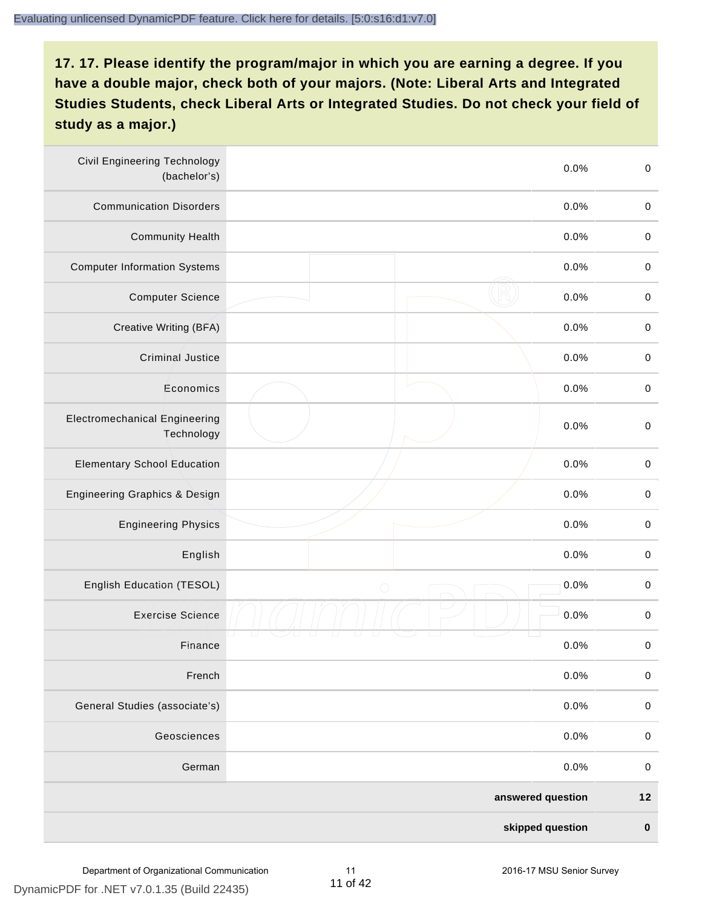**17. 17. Please identify the program/major in which you are earning a degree. If you have a double major, check both of your majors. (Note: Liberal Arts and Integrated Studies Students, check Liberal Arts or Integrated Studies. Do not check your field of study as a major.)**

| | | | |
|---|---|---|---|
| Civil Engineering Technology (bachelor's) | | 0.0% | 0 |
| Communication Disorders | | 0.0% | 0 |
| Community Health | | 0.0% | 0 |
| Computer Information Systems | | 0.0% | 0 |
| Computer Science | | 0.0% | 0 |
| Creative Writing (BFA) | | 0.0% | 0 |
| Criminal Justice | | 0.0% | 0 |
| Economics | | 0.0% | 0 |
| Electromechanical Engineering Technology | | 0.0% | 0 |
| Elementary School Education | | 0.0% | 0 |
| Engineering Graphics & Design | | 0.0% | 0 |
| Engineering Physics | | 0.0% | 0 |
| English | | 0.0% | 0 |
| English Education (TESOL) | | 0.0% | 0 |
| Exercise Science | | 0.0% | 0 |
| Finance | | 0.0% | 0 |
| French | | 0.0% | 0 |
| General Studies (associate's) | | 0.0% | 0 |
| Geosciences | | 0.0% | 0 |
| German | | 0.0% | 0 |
| | | **answered question** | **12** |
| | | **skipped question** | **0** |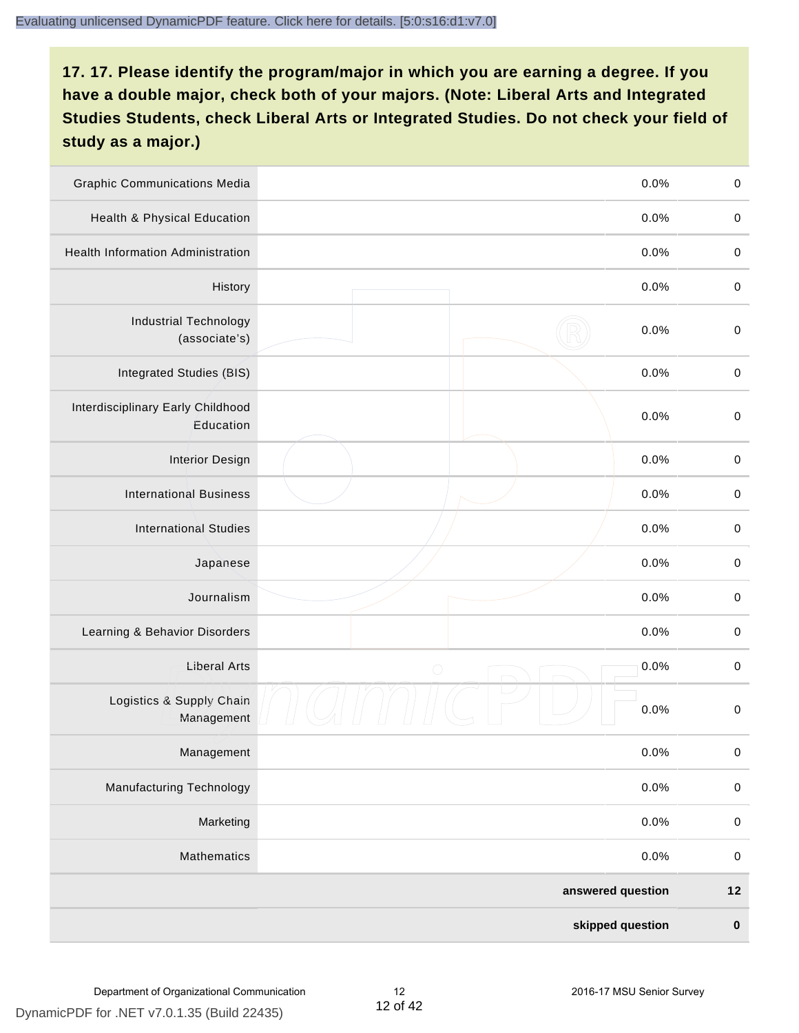**17. 17. Please identify the program/major in which you are earning a degree. If you have a double major, check both of your majors. (Note: Liberal Arts and Integrated Studies Students, check Liberal Arts or Integrated Studies. Do not check your field of study as a major.)**

| | | | |
|---|---|---|---|
| Graphic Communications Media | | 0.0% | 0 |
| Health & Physical Education | | 0.0% | 0 |
| Health Information Administration | | 0.0% | 0 |
| History | | 0.0% | 0 |
| Industrial Technology (associate's) | | 0.0% | 0 |
| Integrated Studies (BIS) | | 0.0% | 0 |
| Interdisciplinary Early Childhood Education | | 0.0% | 0 |
| Interior Design | | 0.0% | 0 |
| International Business | | 0.0% | 0 |
| International Studies | | 0.0% | 0 |
| Japanese | | 0.0% | 0 |
| Journalism | | 0.0% | 0 |
| Learning & Behavior Disorders | | 0.0% | 0 |
| Liberal Arts | | 0.0% | 0 |
| Logistics & Supply Chain Management | | 0.0% | 0 |
| Management | | 0.0% | 0 |
| Manufacturing Technology | | 0.0% | 0 |
| Marketing | | 0.0% | 0 |
| Mathematics | | 0.0% | 0 |
| | | **answered question** | **12** |
| | | **skipped question** | **0** |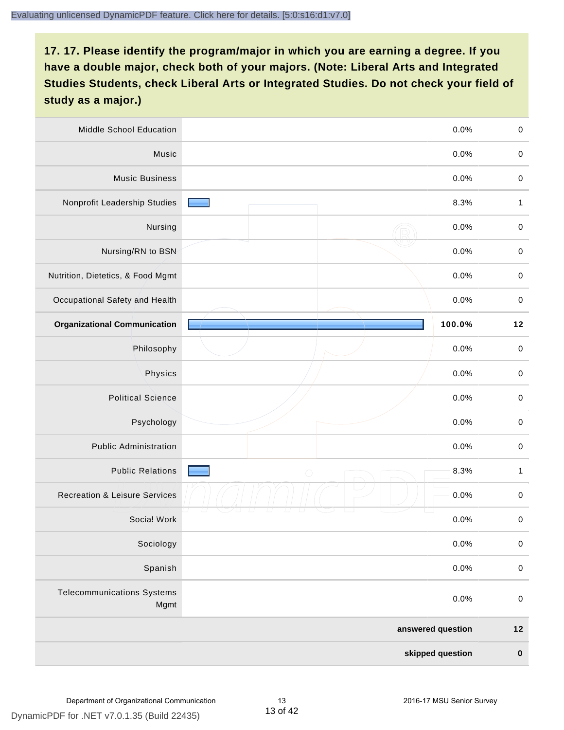**17. 17. Please identify the program/major in which you are earning a degree. If you have a double major, check both of your majors. (Note: Liberal Arts and Integrated Studies Students, check Liberal Arts or Integrated Studies. Do not check your field of study as a major.)**

| Program/Major | Percent | Count |
|---|---|---|
| Middle School Education | 0.0% | 0 |
| Music | 0.0% | 0 |
| Music Business | 0.0% | 0 |
| Nonprofit Leadership Studies | 8.3% | 1 |
| Nursing | 0.0% | 0 |
| Nursing/RN to BSN | 0.0% | 0 |
| Nutrition, Dietetics, & Food Mgmt | 0.0% | 0 |
| Occupational Safety and Health | 0.0% | 0 |
| **Organizational Communication** | **100.0%** | **12** |
| Philosophy | 0.0% | 0 |
| Physics | 0.0% | 0 |
| Political Science | 0.0% | 0 |
| Psychology | 0.0% | 0 |
| Public Administration | 0.0% | 0 |
| Public Relations | 8.3% | 1 |
| Recreation & Leisure Services | 0.0% | 0 |
| Social Work | 0.0% | 0 |
| Sociology | 0.0% | 0 |
| Spanish | 0.0% | 0 |
| Telecommunications Systems Mgmt | 0.0% | 0 |
| | **answered question** | **12** |
| | **skipped question** | **0** |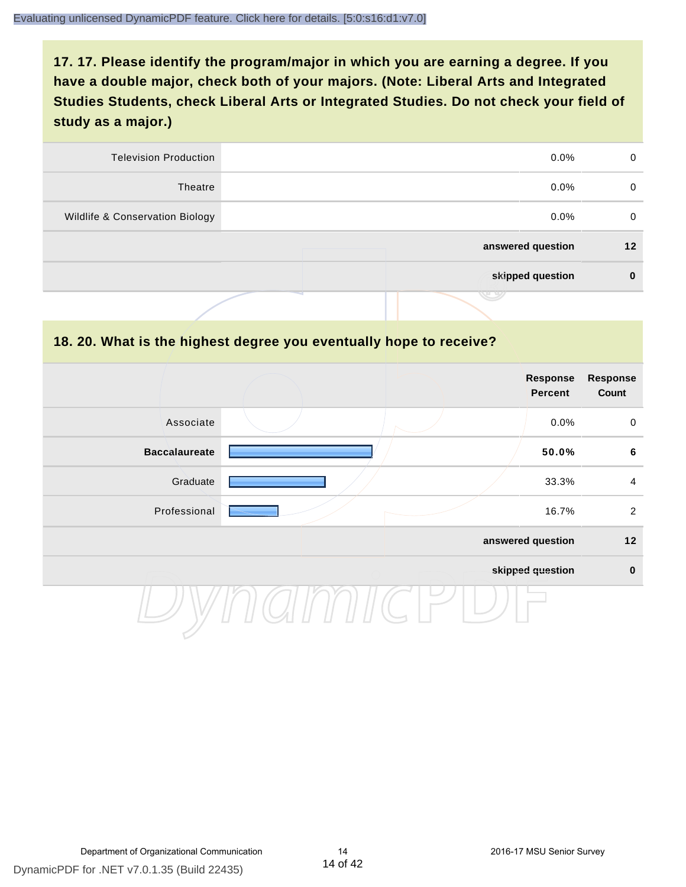## 17. 17. Please identify the program/major in which you are earning a degree. If you have a double major, check both of your majors. (Note: Liberal Arts and Integrated Studies Students, check Liberal Arts or Integrated Studies. Do not check your field of study as a major.)

| | Response Percent | Response Count |
|---|---|---|
| Television Production | 0.0% | 0 |
| Theatre | 0.0% | 0 |
| Wildlife & Conservation Biology | 0.0% | 0 |
| **answered question** | | **12** |
| **skipped question** | | **0** |

## 18. 20. What is the highest degree you eventually hope to receive?

| | Response Percent | Response Count |
|---|---|---|
| Associate | 0.0% | 0 |
| **Baccalaureate** | **50.0%** | **6** |
| Graduate | 33.3% | 4 |
| Professional | 16.7% | 2 |
| **answered question** | | **12** |
| **skipped question** | | **0** |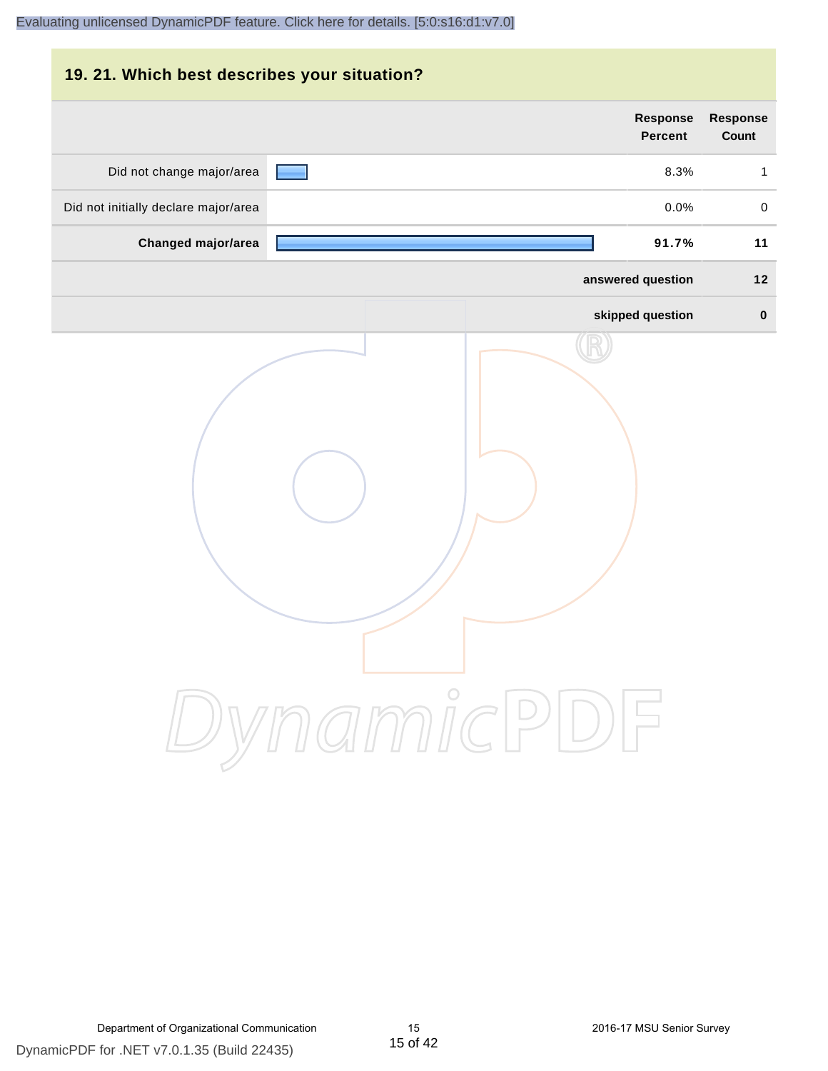## 19. 21. Which best describes your situation?

| | Response Percent | Response Count |
|---|---|---|
| Did not change major/area | 8.3% | 1 |
| Did not initially declare major/area | 0.0% | 0 |
| **Changed major/area** | **91.7%** | **11** |
| | **answered question** | **12** |
| | **skipped question** | **0** |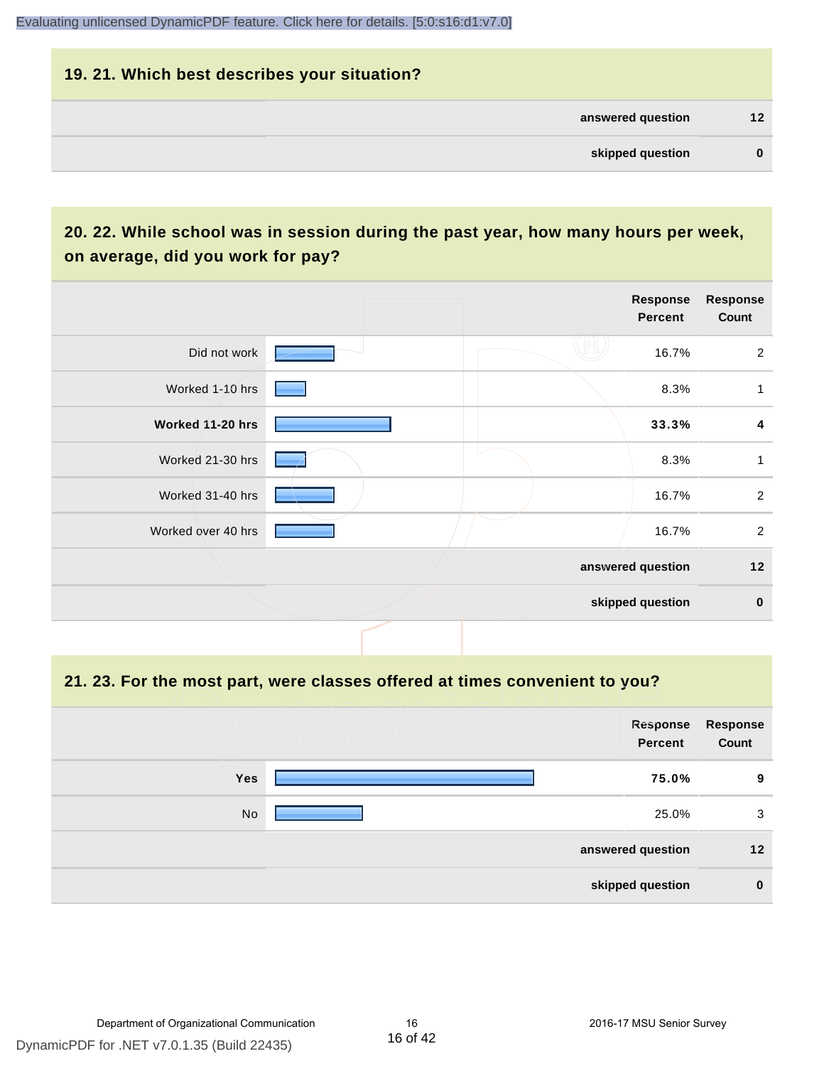## 19. 21. Which best describes your situation?

| | |
|---|---|
| answered question | 12 |
| skipped question | 0 |

## 20. 22. While school was in session during the past year, how many hours per week, on average, did you work for pay?

| | Response Percent | Response Count |
|---|---|---|
| Did not work | 16.7% | 2 |
| **Worked 11-20 hrs** | **33.3%** | **4** |
| Worked 1-10 hrs | 8.3% | 1 |
| Worked 21-30 hrs | 8.3% | 1 |
| Worked 31-40 hrs | 16.7% | 2 |
| Worked over 40 hrs | 16.7% | 2 |
| answered question | | 12 |
| skipped question | | 0 |

## 21. 23. For the most part, were classes offered at times convenient to you?

| | Response Percent | Response Count |
|---|---|---|
| **Yes** | **75.0%** | **9** |
| No | 25.0% | 3 |
| answered question | | 12 |
| skipped question | | 0 |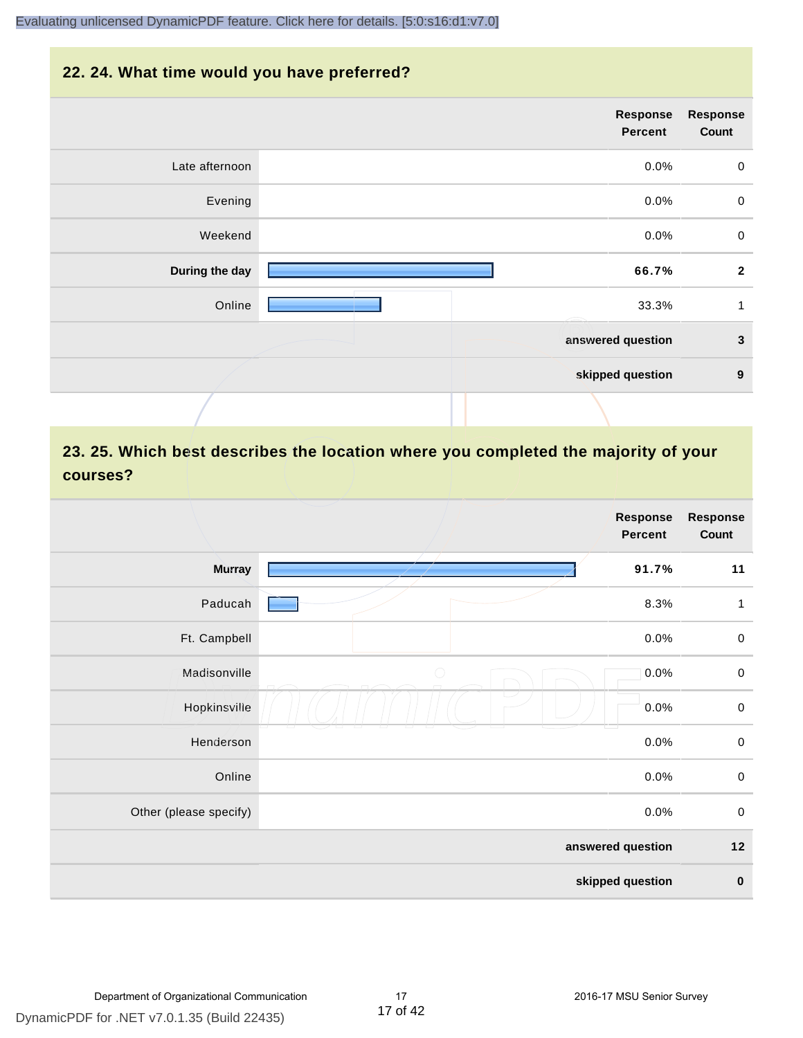## 22. 24. What time would you have preferred?

| | Response Percent | Response Count |
|---|---|---|
| Late afternoon | 0.0% | 0 |
| Evening | 0.0% | 0 |
| Weekend | 0.0% | 0 |
| **During the day** | **66.7%** | **2** |
| Online | 33.3% | 1 |
| | answered question | 3 |
| | skipped question | 9 |

## 23. 25. Which best describes the location where you completed the majority of your courses?

| | Response Percent | Response Count |
|---|---|---|
| **Murray** | **91.7%** | **11** |
| Paducah | 8.3% | 1 |
| Ft. Campbell | 0.0% | 0 |
| Madisonville | 0.0% | 0 |
| Hopkinsville | 0.0% | 0 |
| Henderson | 0.0% | 0 |
| Online | 0.0% | 0 |
| Other (please specify) | 0.0% | 0 |
| | answered question | 12 |
| | skipped question | 0 |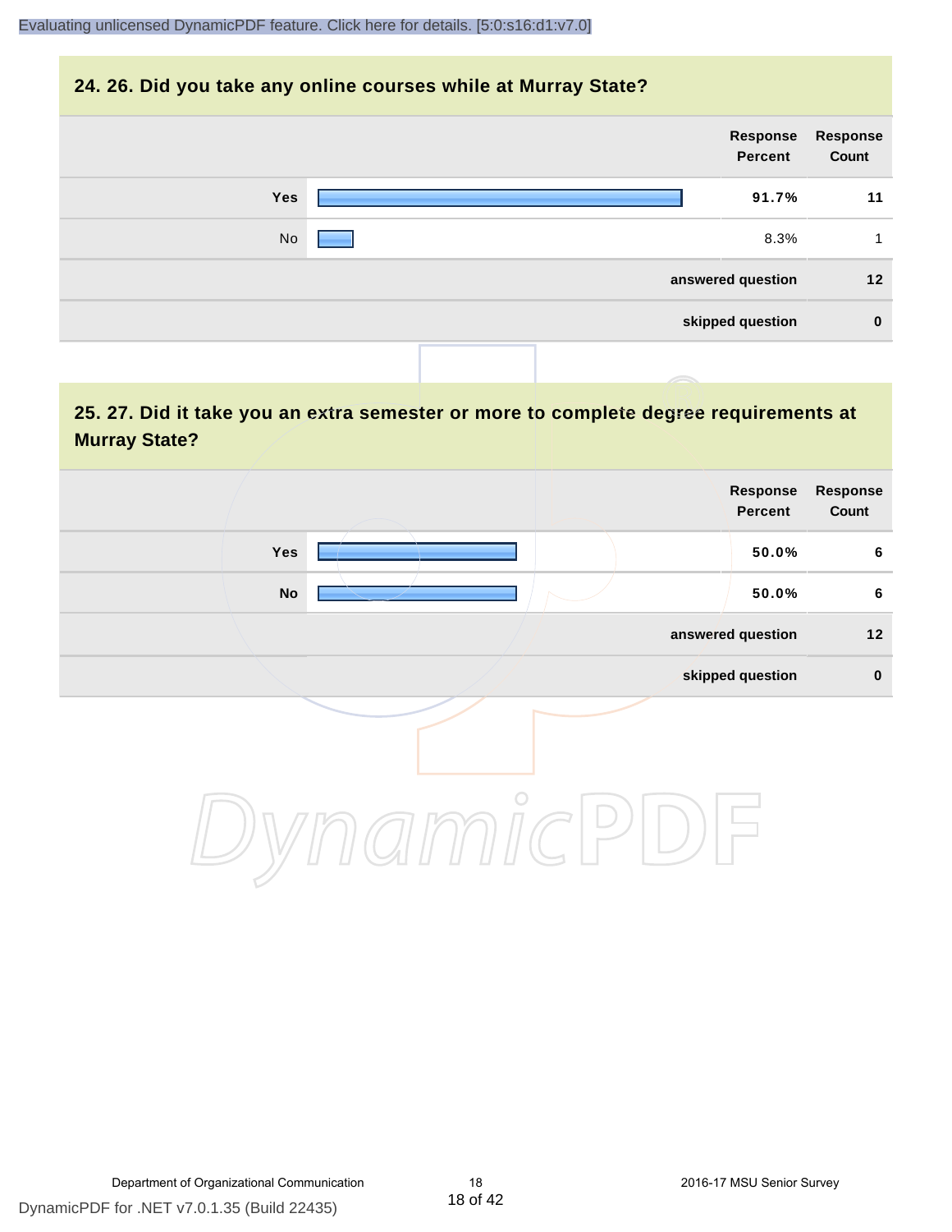## 24. 26. Did you take any online courses while at Murray State?

| | Response Percent | Response Count |
|---|---|---|
| Yes | 91.7% | 11 |
| No | 8.3% | 1 |
| answered question | | 12 |
| skipped question | | 0 |

## 25. 27. Did it take you an extra semester or more to complete degree requirements at Murray State?

| | Response Percent | Response Count |
|---|---|---|
| Yes | 50.0% | 6 |
| No | 50.0% | 6 |
| answered question | | 12 |
| skipped question | | 0 |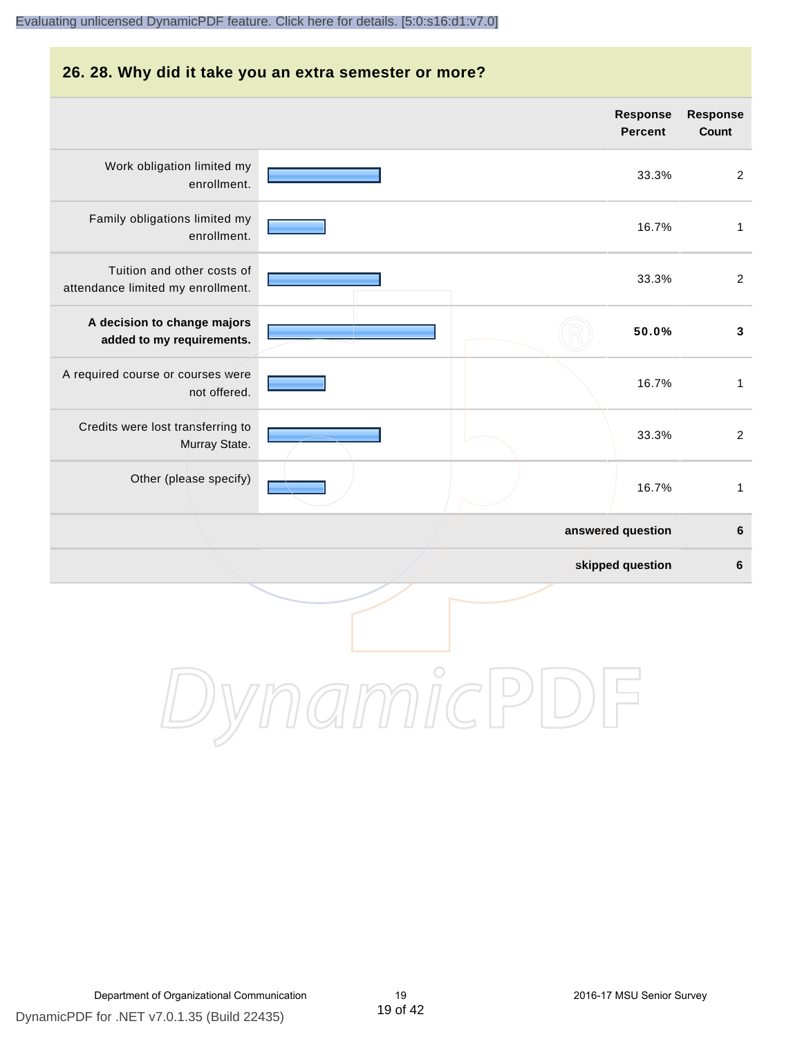## 26. 28. Why did it take you an extra semester or more?

| | Response Percent | Response Count |
|---|---|---|
| Work obligation limited my enrollment. | 33.3% | 2 |
| Family obligations limited my enrollment. | 16.7% | 1 |
| Tuition and other costs of attendance limited my enrollment. | 33.3% | 2 |
| **A decision to change majors added to my requirements.** | **50.0%** | **3** |
| A required course or courses were not offered. | 16.7% | 1 |
| Credits were lost transferring to Murray State. | 33.3% | 2 |
| Other (please specify) | 16.7% | 1 |
| | **answered question** | **6** |
| | **skipped question** | **6** |

Department of Organizational Communication

2016-17 MSU Senior Survey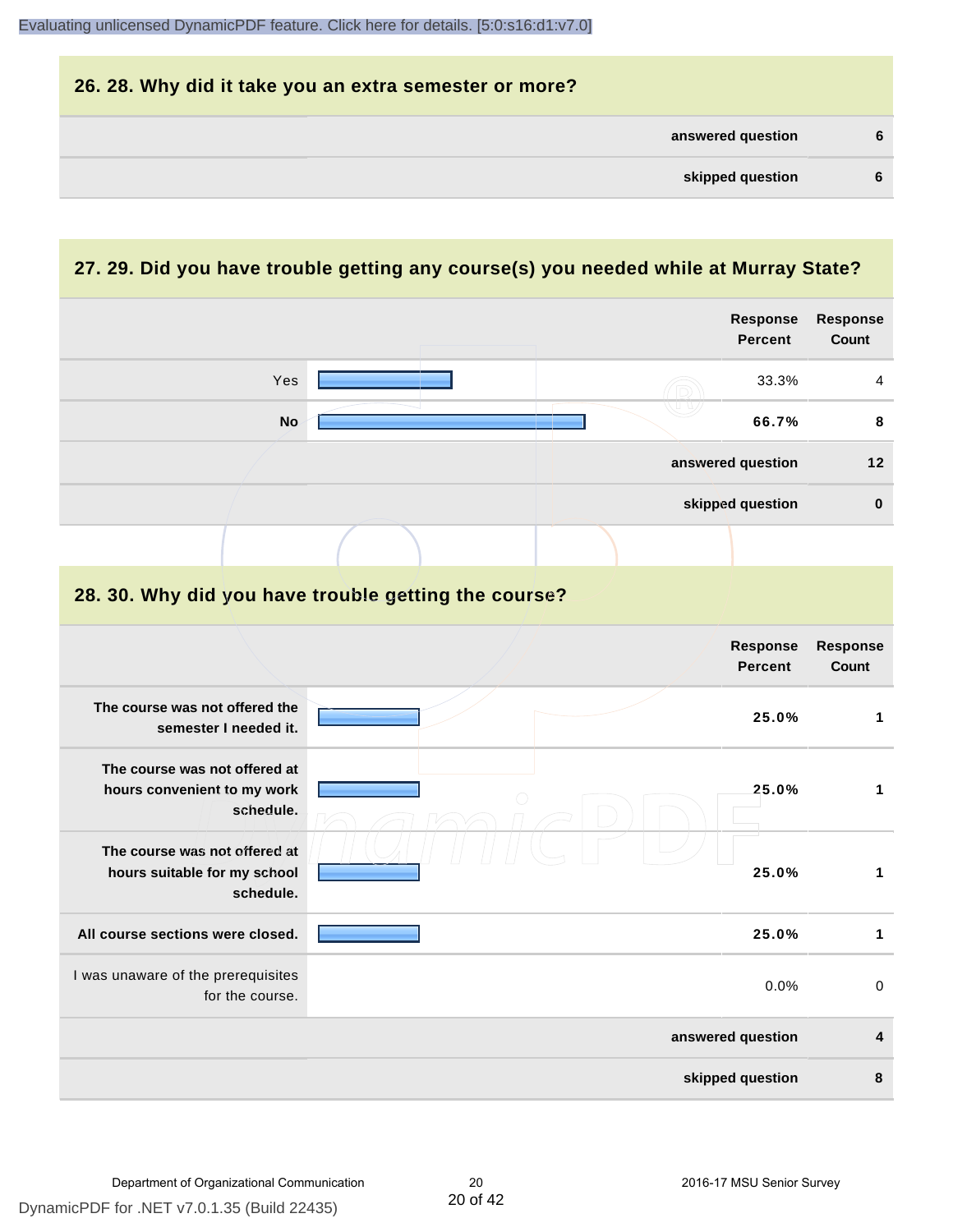## 26. 28. Why did it take you an extra semester or more?

| | |
|---|---|
| answered question | 6 |
| skipped question | 6 |

## 27. 29. Did you have trouble getting any course(s) you needed while at Murray State?

| | Response Percent | Response Count |
|---|---|---|
| Yes | 33.3% | 4 |
| **No** | **66.7%** | **8** |
| answered question | | 12 |
| skipped question | | 0 |

## 28. 30. Why did you have trouble getting the course?

| | Response Percent | Response Count |
|---|---|---|
| **The course was not offered the semester I needed it.** | **25.0%** | **1** |
| **The course was not offered at hours convenient to my work schedule.** | **25.0%** | **1** |
| **The course was not offered at hours suitable for my school schedule.** | **25.0%** | **1** |
| **All course sections were closed.** | **25.0%** | **1** |
| I was unaware of the prerequisites for the course. | 0.0% | 0 |
| answered question | | 4 |
| skipped question | | 8 |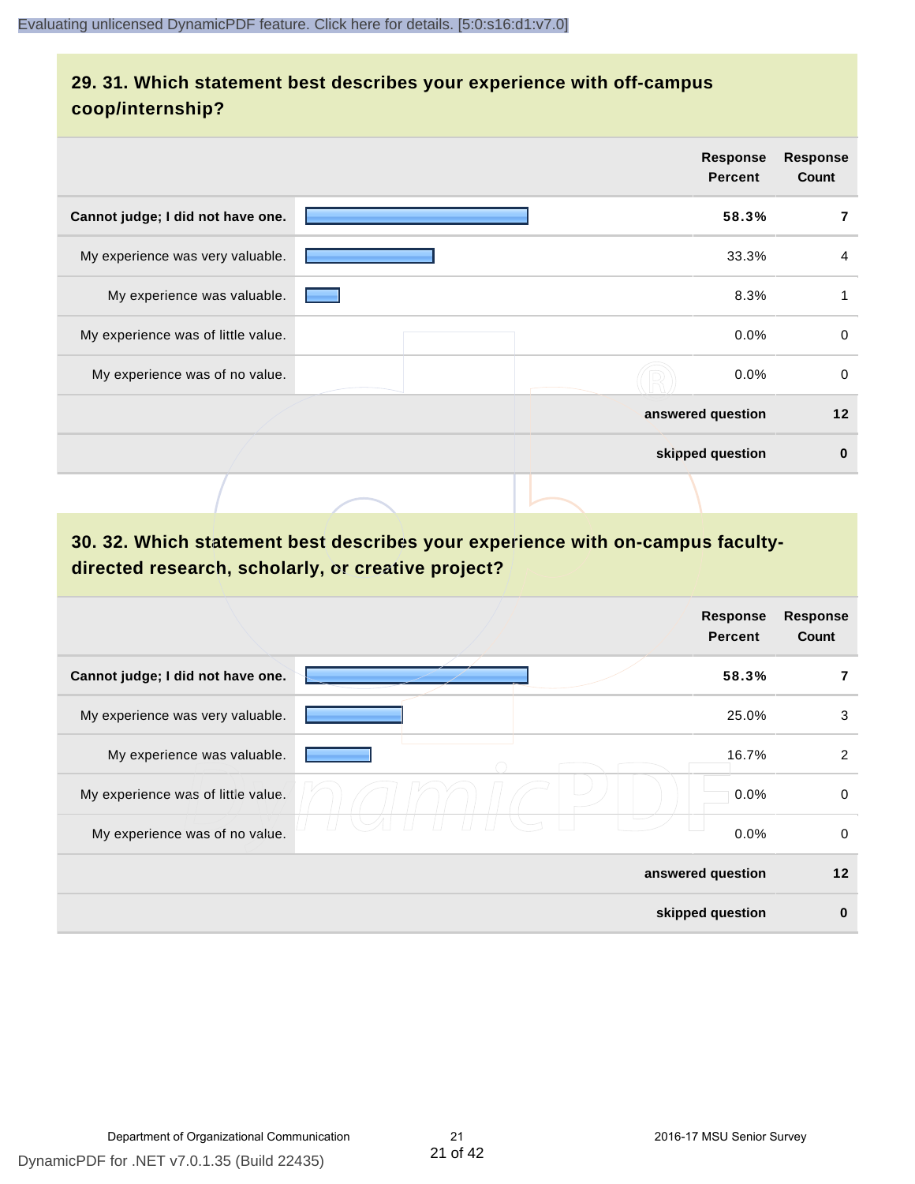## 29. 31. Which statement best describes your experience with off-campus coop/internship?

| | Response Percent | Response Count |
|---|---|---|
| **Cannot judge; I did not have one.** | **58.3%** | **7** |
| My experience was very valuable. | 33.3% | 4 |
| My experience was valuable. | 8.3% | 1 |
| My experience was of little value. | 0.0% | 0 |
| My experience was of no value. | 0.0% | 0 |
| | **answered question** | **12** |
| | **skipped question** | **0** |

## 30. 32. Which statement best describes your experience with on-campus faculty-directed research, scholarly, or creative project?

| | Response Percent | Response Count |
|---|---|---|
| **Cannot judge; I did not have one.** | **58.3%** | **7** |
| My experience was very valuable. | 25.0% | 3 |
| My experience was valuable. | 16.7% | 2 |
| My experience was of little value. | 0.0% | 0 |
| My experience was of no value. | 0.0% | 0 |
| | **answered question** | **12** |
| | **skipped question** | **0** |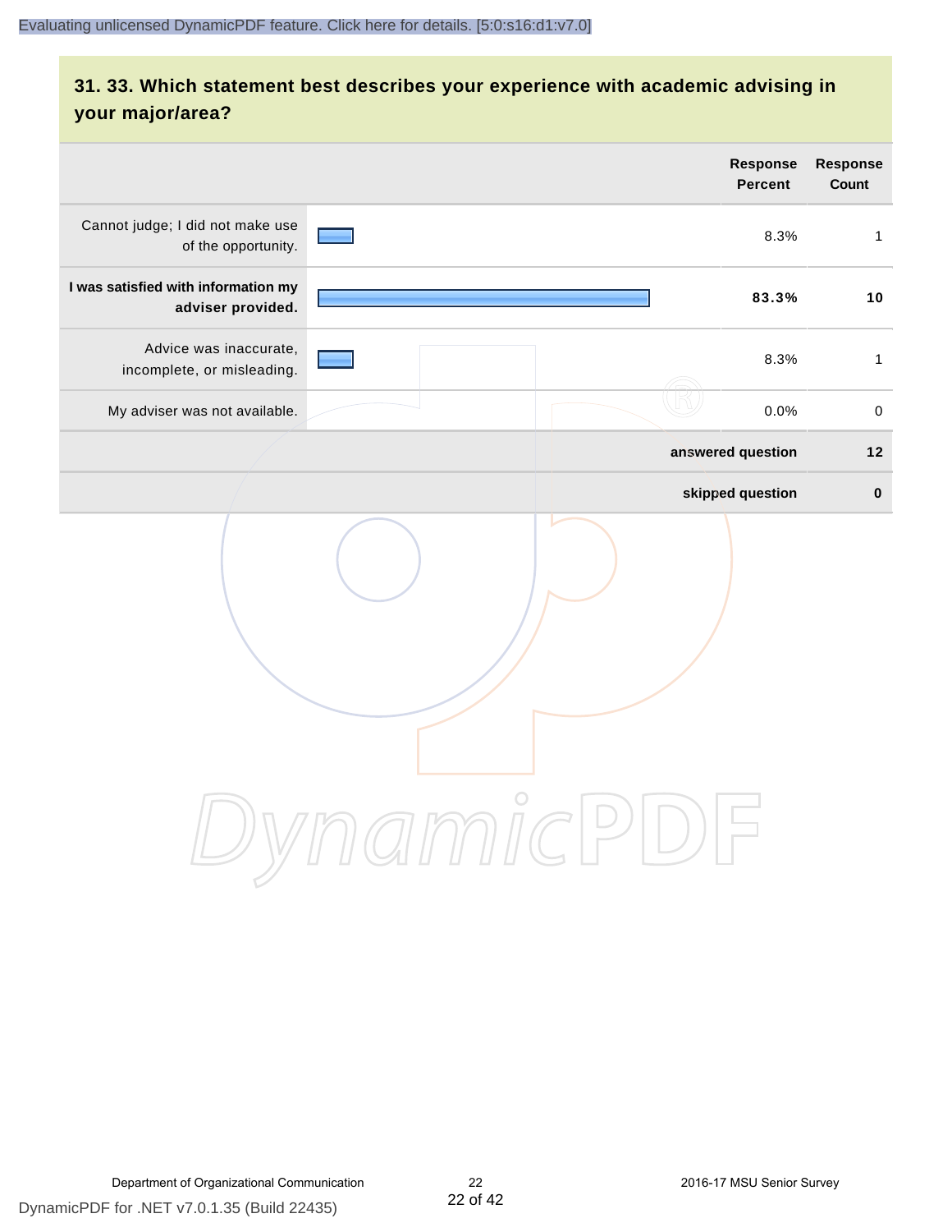### 31. 33. Which statement best describes your experience with academic advising in your major/area?

| | Response Percent | Response Count |
|---|---|---|
| Cannot judge; I did not make use of the opportunity. | 8.3% | 1 |
| **I was satisfied with information my adviser provided.** | **83.3%** | **10** |
| Advice was inaccurate, incomplete, or misleading. | 8.3% | 1 |
| My adviser was not available. | 0.0% | 0 |
| | **answered question** | **12** |
| | **skipped question** | **0** |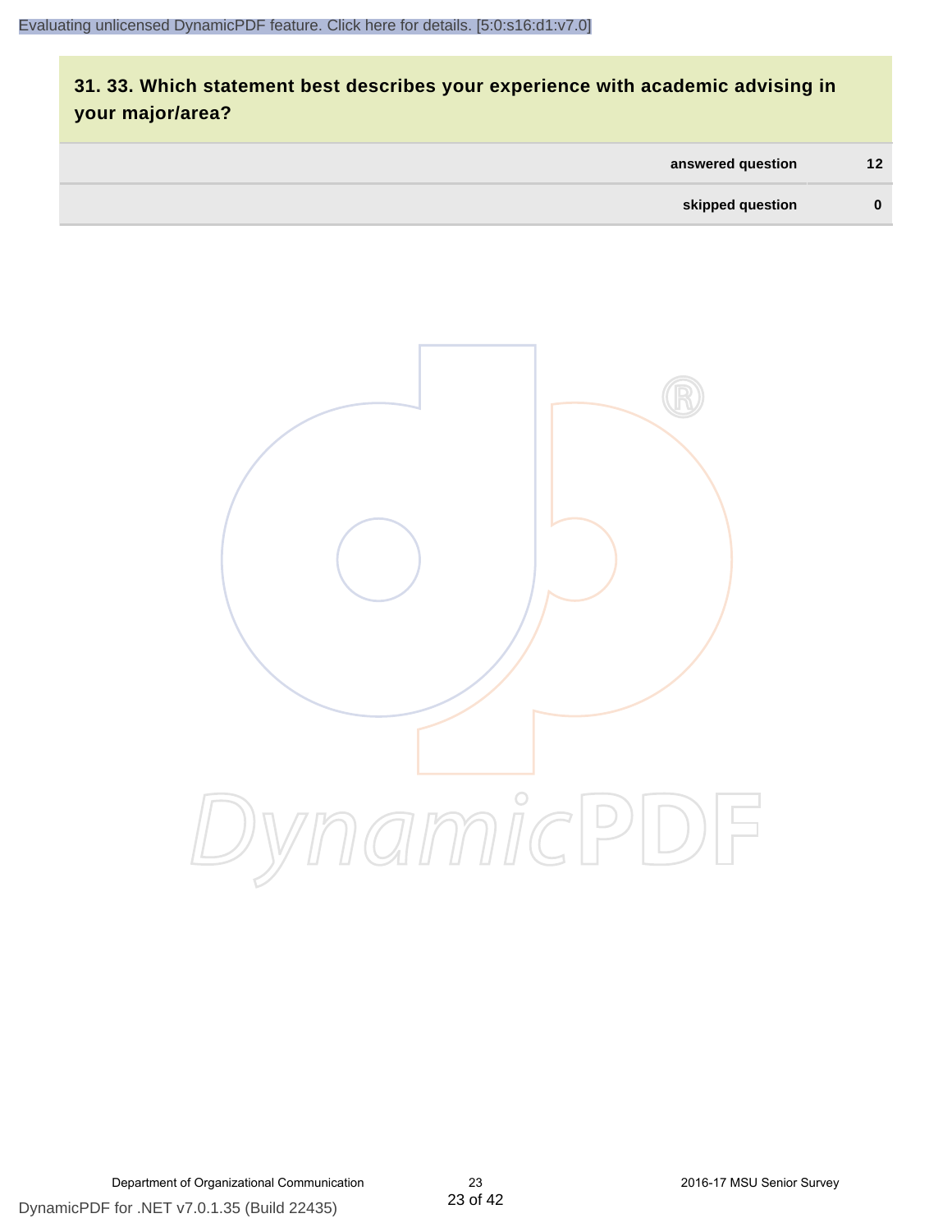## 31. 33. Which statement best describes your experience with academic advising in your major/area?

| | |
|---|---|
| answered question | 12 |
| skipped question | 0 |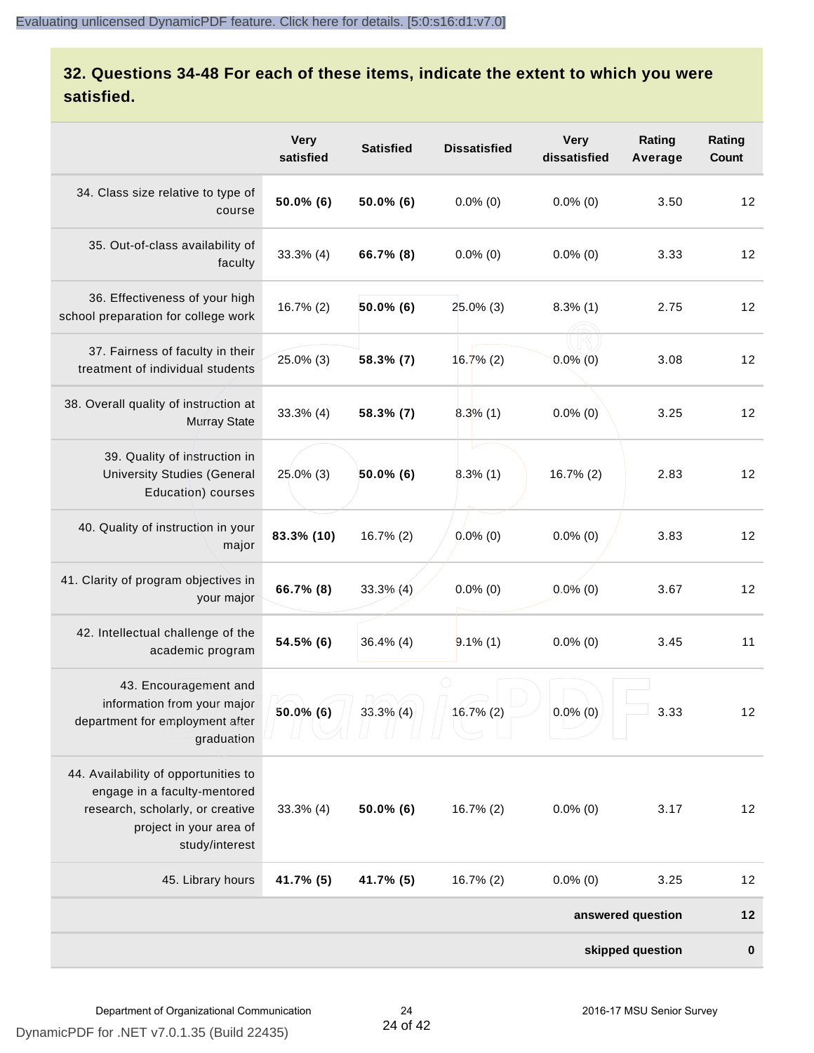## 32. Questions 34-48 For each of these items, indicate the extent to which you were satisfied.

| | Very satisfied | Satisfied | Dissatisfied | Very dissatisfied | Rating Average | Rating Count |
|---|---|---|---|---|---|---|
| 34. Class size relative to type of course | **50.0% (6)** | **50.0% (6)** | 0.0% (0) | 0.0% (0) | 3.50 | 12 |
| 35. Out-of-class availability of faculty | 33.3% (4) | **66.7% (8)** | 0.0% (0) | 0.0% (0) | 3.33 | 12 |
| 36. Effectiveness of your high school preparation for college work | 16.7% (2) | **50.0% (6)** | 25.0% (3) | 8.3% (1) | 2.75 | 12 |
| 37. Fairness of faculty in their treatment of individual students | 25.0% (3) | **58.3% (7)** | 16.7% (2) | 0.0% (0) | 3.08 | 12 |
| 38. Overall quality of instruction at Murray State | 33.3% (4) | **58.3% (7)** | 8.3% (1) | 0.0% (0) | 3.25 | 12 |
| 39. Quality of instruction in University Studies (General Education) courses | 25.0% (3) | **50.0% (6)** | 8.3% (1) | 16.7% (2) | 2.83 | 12 |
| 40. Quality of instruction in your major | **83.3% (10)** | 16.7% (2) | 0.0% (0) | 0.0% (0) | 3.83 | 12 |
| 41. Clarity of program objectives in your major | **66.7% (8)** | 33.3% (4) | 0.0% (0) | 0.0% (0) | 3.67 | 12 |
| 42. Intellectual challenge of the academic program | **54.5% (6)** | 36.4% (4) | 9.1% (1) | 0.0% (0) | 3.45 | 11 |
| 43. Encouragement and information from your major department for employment after graduation | **50.0% (6)** | 33.3% (4) | 16.7% (2) | 0.0% (0) | 3.33 | 12 |
| 44. Availability of opportunities to engage in a faculty-mentored research, scholarly, or creative project in your area of study/interest | 33.3% (4) | **50.0% (6)** | 16.7% (2) | 0.0% (0) | 3.17 | 12 |
| 45. Library hours | **41.7% (5)** | **41.7% (5)** | 16.7% (2) | 0.0% (0) | 3.25 | 12 |
| | | | | | **answered question** | **12** |
| | | | | | **skipped question** | **0** |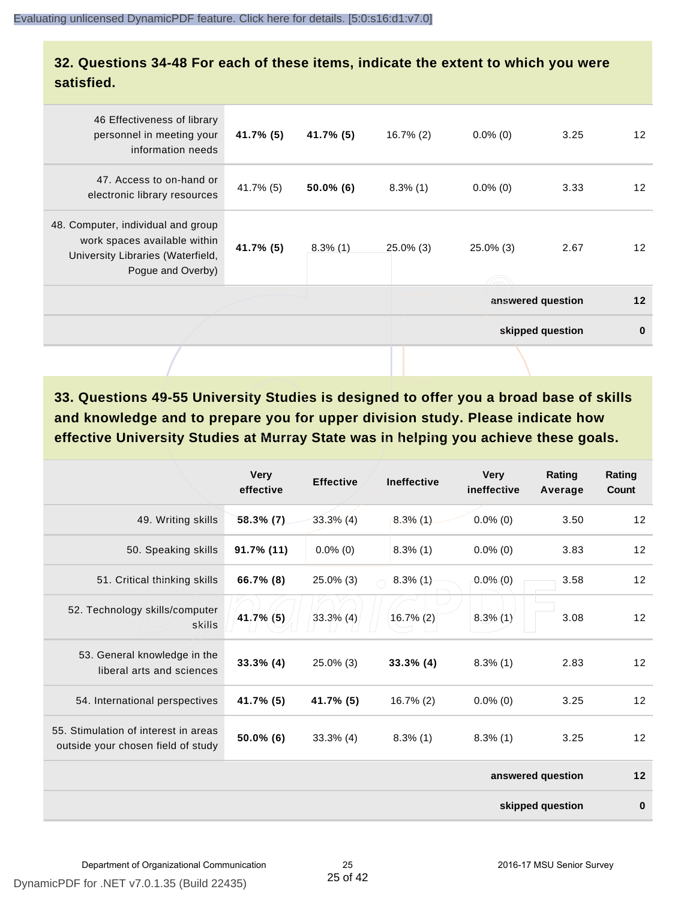## 32. Questions 34-48 For each of these items, indicate the extent to which you were satisfied.

| | | | | | | |
|---|---|---|---|---|---|---|
| 46 Effectiveness of library personnel in meeting your information needs | **41.7% (5)** | **41.7% (5)** | 16.7% (2) | 0.0% (0) | 3.25 | 12 |
| 47. Access to on-hand or electronic library resources | 41.7% (5) | **50.0% (6)** | 8.3% (1) | 0.0% (0) | 3.33 | 12 |
| 48. Computer, individual and group work spaces available within University Libraries (Waterfield, Pogue and Overby) | **41.7% (5)** | 8.3% (1) | 25.0% (3) | 25.0% (3) | 2.67 | 12 |
| | | | | | **answered question** | **12** |
| | | | | | **skipped question** | **0** |

## 33. Questions 49-55 University Studies is designed to offer you a broad base of skills and knowledge and to prepare you for upper division study. Please indicate how effective University Studies at Murray State was in helping you achieve these goals.

| | Very effective | Effective | Ineffective | Very ineffective | Rating Average | Rating Count |
|---|---|---|---|---|---|---|
| 49. Writing skills | **58.3% (7)** | 33.3% (4) | 8.3% (1) | 0.0% (0) | 3.50 | 12 |
| 50. Speaking skills | **91.7% (11)** | 0.0% (0) | 8.3% (1) | 0.0% (0) | 3.83 | 12 |
| 51. Critical thinking skills | **66.7% (8)** | 25.0% (3) | 8.3% (1) | 0.0% (0) | 3.58 | 12 |
| 52. Technology skills/computer skills | **41.7% (5)** | 33.3% (4) | 16.7% (2) | 8.3% (1) | 3.08 | 12 |
| 53. General knowledge in the liberal arts and sciences | **33.3% (4)** | 25.0% (3) | **33.3% (4)** | 8.3% (1) | 2.83 | 12 |
| 54. International perspectives | **41.7% (5)** | **41.7% (5)** | 16.7% (2) | 0.0% (0) | 3.25 | 12 |
| 55. Stimulation of interest in areas outside your chosen field of study | **50.0% (6)** | 33.3% (4) | 8.3% (1) | 8.3% (1) | 3.25 | 12 |
| | | | | | **answered question** | **12** |
| | | | | | **skipped question** | **0** |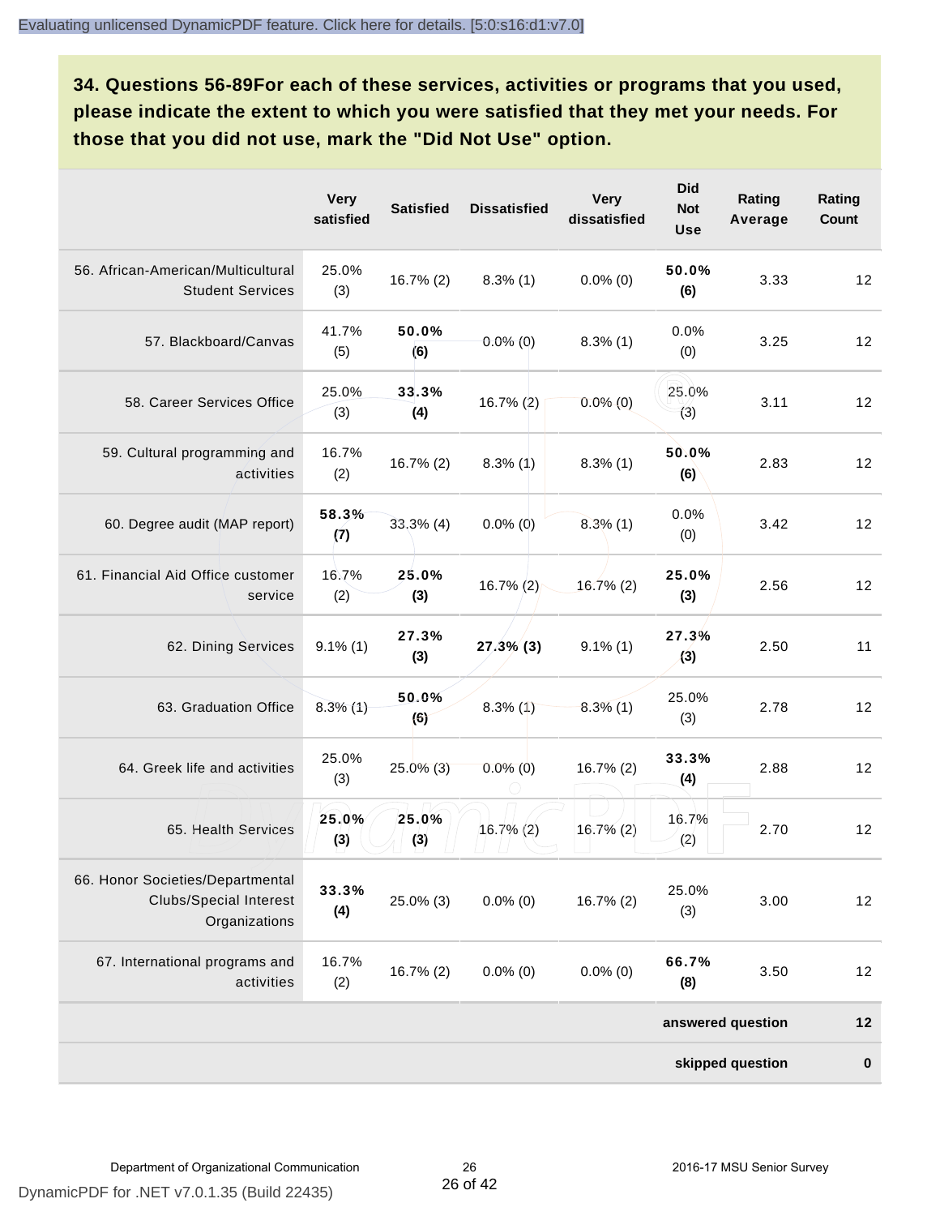**34. Questions 56-89For each of these services, activities or programs that you used, please indicate the extent to which you were satisfied that they met your needs. For those that you did not use, mark the "Did Not Use" option.**

| | Very satisfied | Satisfied | Dissatisfied | Very dissatisfied | Did Not Use | Rating Average | Rating Count |
|---|---|---|---|---|---|---|---|
| 56. African-American/Multicultural Student Services | 25.0% (3) | 16.7% (2) | 8.3% (1) | 0.0% (0) | **50.0% (6)** | 3.33 | 12 |
| 57. Blackboard/Canvas | 41.7% (5) | **50.0% (6)** | 0.0% (0) | 8.3% (1) | 0.0% (0) | 3.25 | 12 |
| 58. Career Services Office | 25.0% (3) | **33.3% (4)** | 16.7% (2) | 0.0% (0) | 25.0% (3) | 3.11 | 12 |
| 59. Cultural programming and activities | 16.7% (2) | 16.7% (2) | 8.3% (1) | 8.3% (1) | **50.0% (6)** | 2.83 | 12 |
| 60. Degree audit (MAP report) | **58.3% (7)** | 33.3% (4) | 0.0% (0) | 8.3% (1) | 0.0% (0) | 3.42 | 12 |
| 61. Financial Aid Office customer service | 16.7% (2) | **25.0% (3)** | 16.7% (2) | 16.7% (2) | **25.0% (3)** | 2.56 | 12 |
| 62. Dining Services | 9.1% (1) | **27.3% (3)** | **27.3% (3)** | 9.1% (1) | **27.3% (3)** | 2.50 | 11 |
| 63. Graduation Office | 8.3% (1) | **50.0% (6)** | 8.3% (1) | 8.3% (1) | 25.0% (3) | 2.78 | 12 |
| 64. Greek life and activities | 25.0% (3) | 25.0% (3) | 0.0% (0) | 16.7% (2) | **33.3% (4)** | 2.88 | 12 |
| 65. Health Services | **25.0% (3)** | **25.0% (3)** | 16.7% (2) | 16.7% (2) | 16.7% (2) | 2.70 | 12 |
| 66. Honor Societies/Departmental Clubs/Special Interest Organizations | **33.3% (4)** | 25.0% (3) | 0.0% (0) | 16.7% (2) | 25.0% (3) | 3.00 | 12 |
| 67. International programs and activities | 16.7% (2) | 16.7% (2) | 0.0% (0) | 0.0% (0) | **66.7% (8)** | 3.50 | 12 |
| | | | | | | **answered question** | **12** |
| | | | | | | **skipped question** | **0** |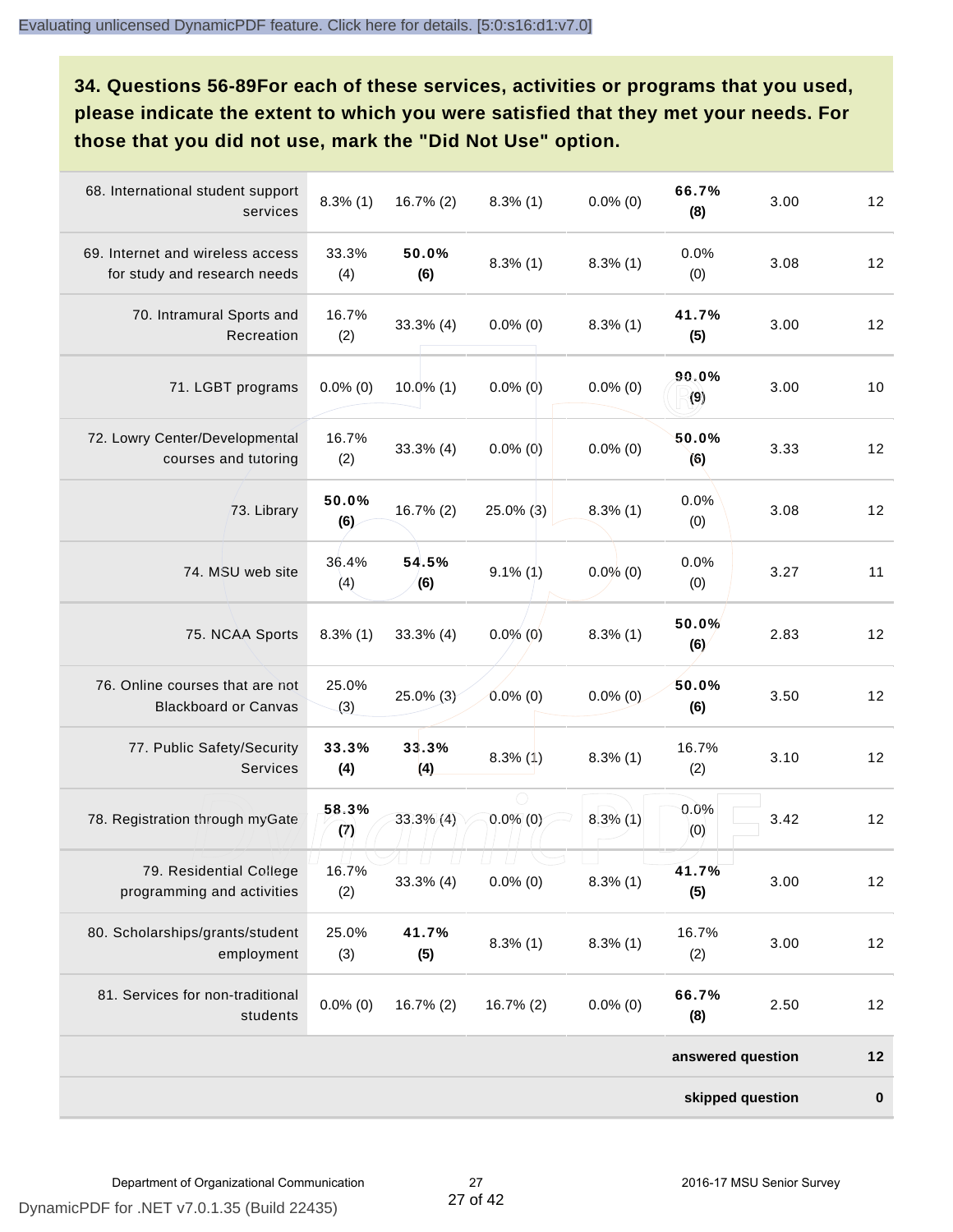**34. Questions 56-89For each of these services, activities or programs that you used, please indicate the extent to which you were satisfied that they met your needs. For those that you did not use, mark the "Did Not Use" option.**

| | | | | | | | |
|---|---|---|---|---|---|---|---|
| 68. International student support services | 8.3% (1) | 16.7% (2) | 8.3% (1) | 0.0% (0) | **66.7% (8)** | 3.00 | 12 |
| 69. Internet and wireless access for study and research needs | 33.3% (4) | **50.0% (6)** | 8.3% (1) | 8.3% (1) | 0.0% (0) | 3.08 | 12 |
| 70. Intramural Sports and Recreation | 16.7% (2) | 33.3% (4) | 0.0% (0) | 8.3% (1) | **41.7% (5)** | 3.00 | 12 |
| 71. LGBT programs | 0.0% (0) | 10.0% (1) | 0.0% (0) | 0.0% (0) | **90.0% (9)** | 3.00 | 10 |
| 72. Lowry Center/Developmental courses and tutoring | 16.7% (2) | 33.3% (4) | 0.0% (0) | 0.0% (0) | **50.0% (6)** | 3.33 | 12 |
| 73. Library | **50.0% (6)** | 16.7% (2) | 25.0% (3) | 8.3% (1) | 0.0% (0) | 3.08 | 12 |
| 74. MSU web site | 36.4% (4) | **54.5% (6)** | 9.1% (1) | 0.0% (0) | 0.0% (0) | 3.27 | 11 |
| 75. NCAA Sports | 8.3% (1) | 33.3% (4) | 0.0% (0) | 8.3% (1) | **50.0% (6)** | 2.83 | 12 |
| 76. Online courses that are not Blackboard or Canvas | 25.0% (3) | 25.0% (3) | 0.0% (0) | 0.0% (0) | **50.0% (6)** | 3.50 | 12 |
| 77. Public Safety/Security Services | **33.3% (4)** | **33.3% (4)** | 8.3% (1) | 8.3% (1) | 16.7% (2) | 3.10 | 12 |
| 78. Registration through myGate | **58.3% (7)** | 33.3% (4) | 0.0% (0) | 8.3% (1) | 0.0% (0) | 3.42 | 12 |
| 79. Residential College programming and activities | 16.7% (2) | 33.3% (4) | 0.0% (0) | 8.3% (1) | **41.7% (5)** | 3.00 | 12 |
| 80. Scholarships/grants/student employment | 25.0% (3) | **41.7% (5)** | 8.3% (1) | 8.3% (1) | 16.7% (2) | 3.00 | 12 |
| 81. Services for non-traditional students | 0.0% (0) | 16.7% (2) | 16.7% (2) | 0.0% (0) | **66.7% (8)** | 2.50 | 12 |
| | | | | | | **answered question** | **12** |
| | | | | | | **skipped question** | **0** |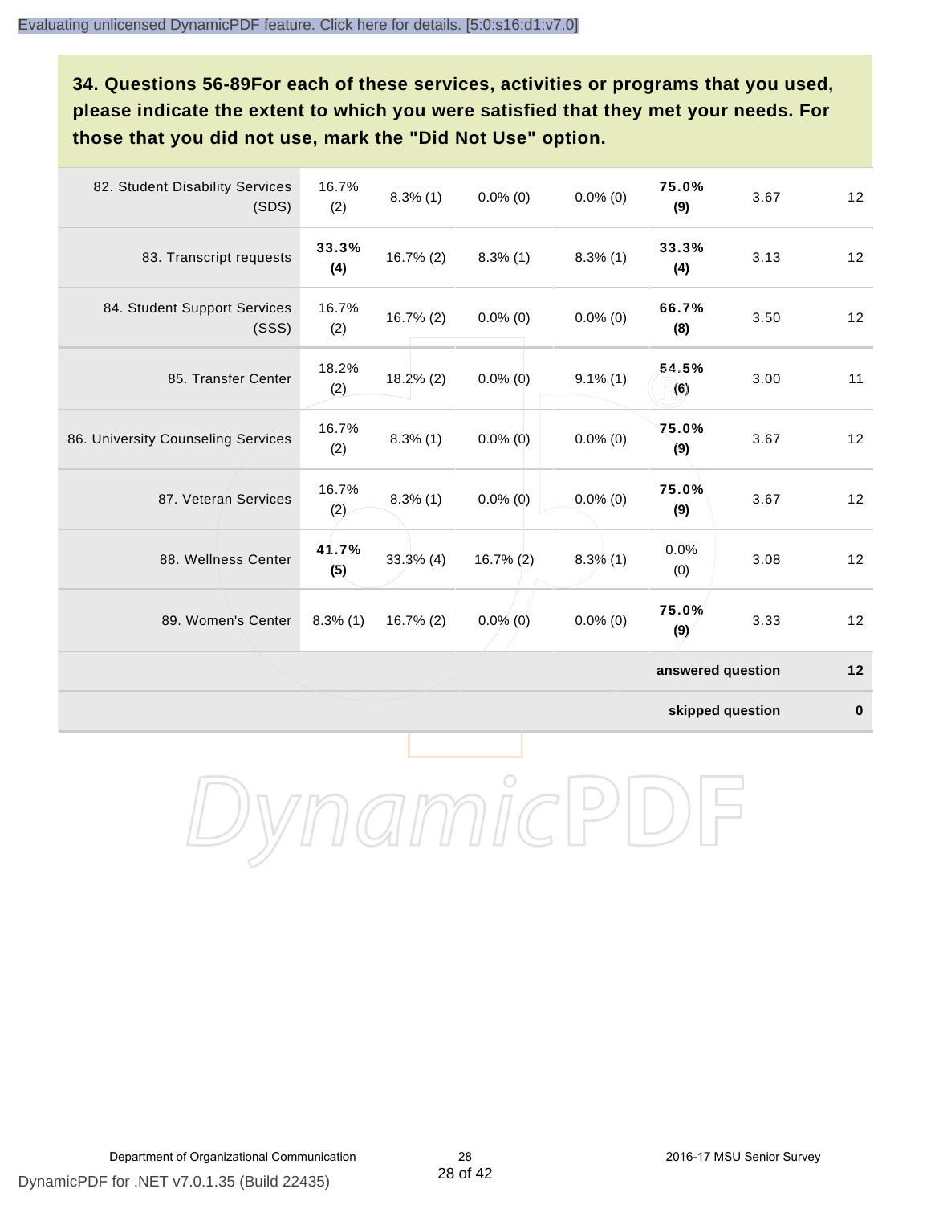Evaluating unlicensed DynamicPDF feature. Click here for details. [5:0:s16:d1:v7.0]

**34. Questions 56-89For each of these services, activities or programs that you used, please indicate the extent to which you were satisfied that they met your needs. For those that you did not use, mark the "Did Not Use" option.**

| | | | | | | | |
|---|---|---|---|---|---|---|---|
| 82. Student Disability Services (SDS) | 16.7% (2) | 8.3% (1) | 0.0% (0) | 0.0% (0) | **75.0% (9)** | 3.67 | 12 |
| 83. Transcript requests | **33.3% (4)** | 16.7% (2) | 8.3% (1) | 8.3% (1) | **33.3% (4)** | 3.13 | 12 |
| 84. Student Support Services (SSS) | 16.7% (2) | 16.7% (2) | 0.0% (0) | 0.0% (0) | **66.7% (8)** | 3.50 | 12 |
| 85. Transfer Center | 18.2% (2) | 18.2% (2) | 0.0% (0) | 9.1% (1) | **54.5% (6)** | 3.00 | 11 |
| 86. University Counseling Services | 16.7% (2) | 8.3% (1) | 0.0% (0) | 0.0% (0) | **75.0% (9)** | 3.67 | 12 |
| 87. Veteran Services | 16.7% (2) | 8.3% (1) | 0.0% (0) | 0.0% (0) | **75.0% (9)** | 3.67 | 12 |
| 88. Wellness Center | **41.7% (5)** | 33.3% (4) | 16.7% (2) | 8.3% (1) | 0.0% (0) | 3.08 | 12 |
| 89. Women's Center | 8.3% (1) | 16.7% (2) | 0.0% (0) | 0.0% (0) | **75.0% (9)** | 3.33 | 12 |
| | | | | | | **answered question** | **12** |
| | | | | | | **skipped question** | **0** |

Department of Organizational Communication | 2016-17 MSU Senior Survey

DynamicPDF for .NET v7.0.1.35 (Build 22435)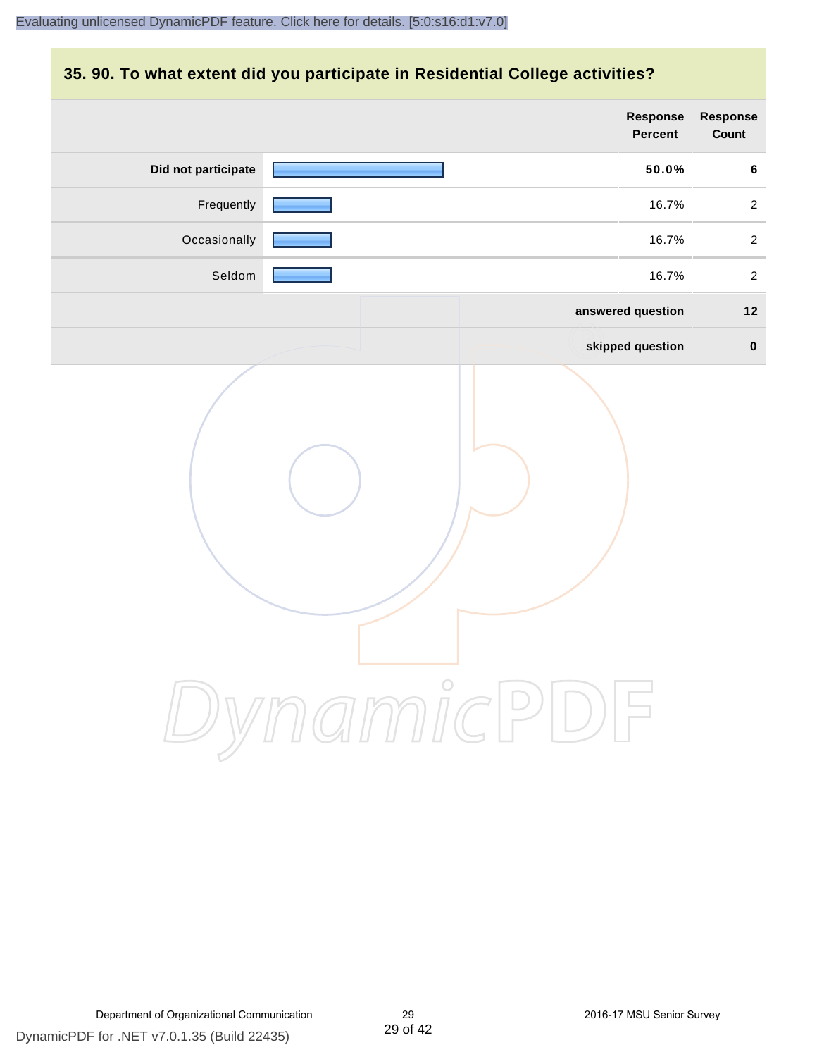## 35. 90. To what extent did you participate in Residential College activities?

| | Response Percent | Response Count |
|---|---|---|
| **Did not participate** | **50.0%** | **6** |
| Frequently | 16.7% | 2 |
| Occasionally | 16.7% | 2 |
| Seldom | 16.7% | 2 |
| | **answered question** | **12** |
| | **skipped question** | **0** |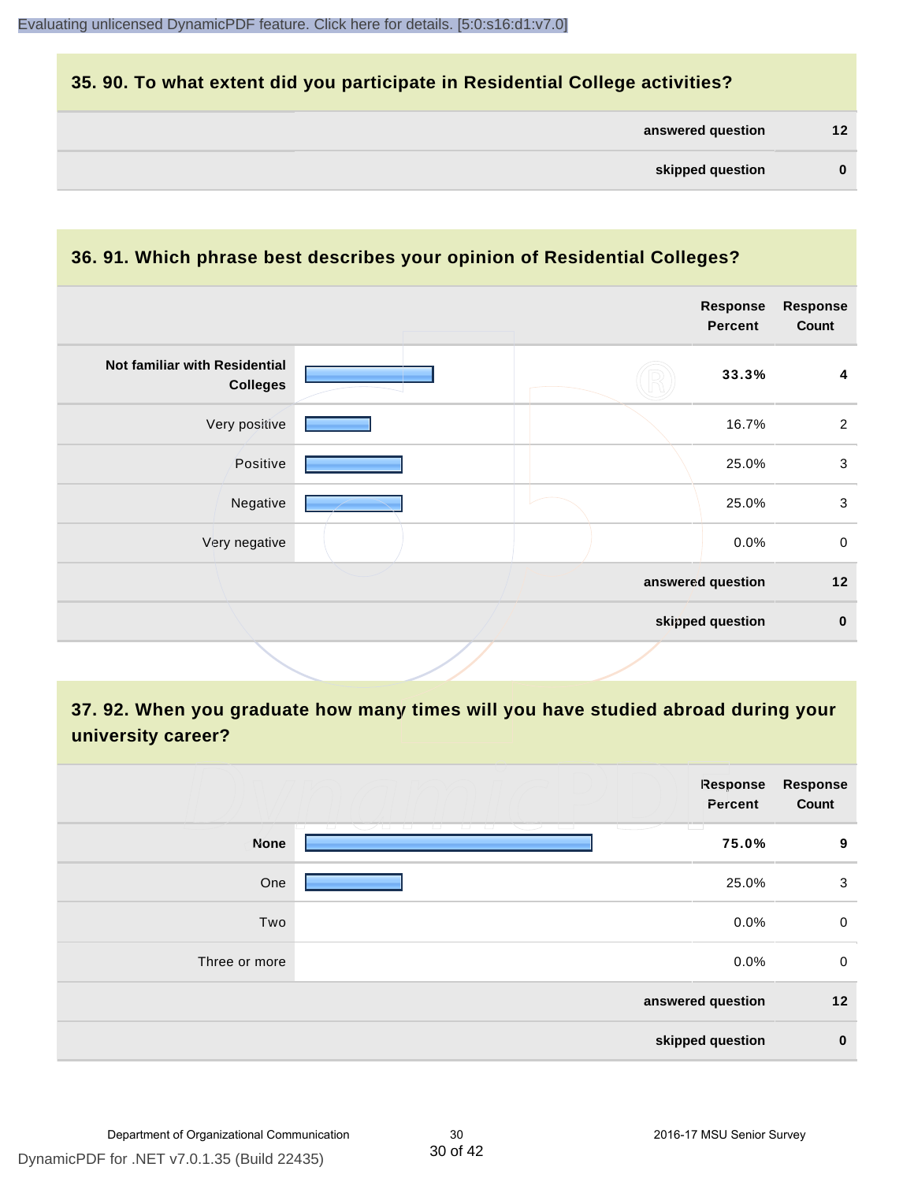Evaluating unlicensed DynamicPDF feature. Click here for details. [5:0:s16:d1:v7.0]

## 35. 90. To what extent did you participate in Residential College activities?

| | |
|---|---|
| answered question | 12 |
| skipped question | 0 |

## 36. 91. Which phrase best describes your opinion of Residential Colleges?

| | Response Percent | Response Count |
|---|---|---|
| **Not familiar with Residential Colleges** | **33.3%** | **4** |
| Very positive | 16.7% | 2 |
| Positive | 25.0% | 3 |
| Negative | 25.0% | 3 |
| Very negative | 0.0% | 0 |
| **answered question** | | **12** |
| **skipped question** | | **0** |

## 37. 92. When you graduate how many times will you have studied abroad during your university career?

| | Response Percent | Response Count |
|---|---|---|
| **None** | **75.0%** | **9** |
| One | 25.0% | 3 |
| Two | 0.0% | 0 |
| Three or more | 0.0% | 0 |
| **answered question** | | **12** |
| **skipped question** | | **0** |

Department of Organizational Communication

2016-17 MSU Senior Survey

DynamicPDF for .NET v7.0.1.35 (Build 22435)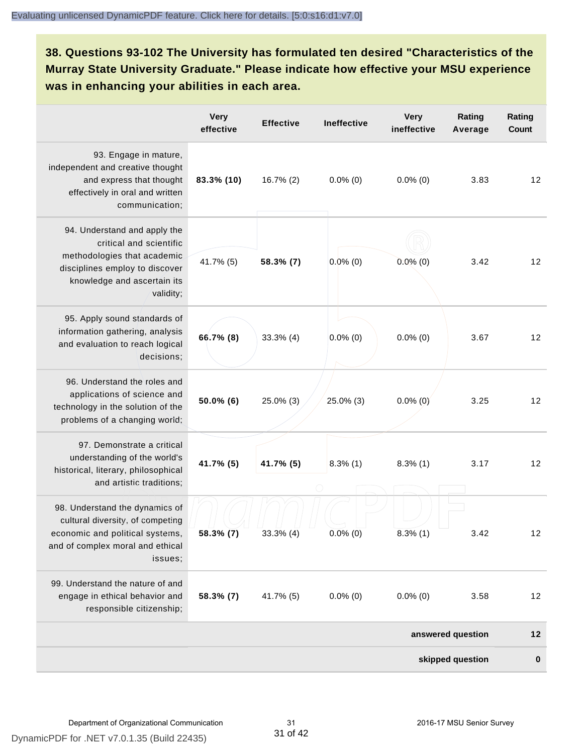**38. Questions 93-102 The University has formulated ten desired "Characteristics of the Murray State University Graduate." Please indicate how effective your MSU experience was in enhancing your abilities in each area.**

| | Very effective | Effective | Ineffective | Very ineffective | Rating Average | Rating Count |
|---|---|---|---|---|---|---|
| 93. Engage in mature, independent and creative thought and express that thought effectively in oral and written communication; | **83.3% (10)** | 16.7% (2) | 0.0% (0) | 0.0% (0) | 3.83 | 12 |
| 94. Understand and apply the critical and scientific methodologies that academic disciplines employ to discover knowledge and ascertain its validity; | 41.7% (5) | **58.3% (7)** | 0.0% (0) | 0.0% (0) | 3.42 | 12 |
| 95. Apply sound standards of information gathering, analysis and evaluation to reach logical decisions; | **66.7% (8)** | 33.3% (4) | 0.0% (0) | 0.0% (0) | 3.67 | 12 |
| 96. Understand the roles and applications of science and technology in the solution of the problems of a changing world; | **50.0% (6)** | 25.0% (3) | 25.0% (3) | 0.0% (0) | 3.25 | 12 |
| 97. Demonstrate a critical understanding of the world's historical, literary, philosophical and artistic traditions; | **41.7% (5)** | **41.7% (5)** | 8.3% (1) | 8.3% (1) | 3.17 | 12 |
| 98. Understand the dynamics of cultural diversity, of competing economic and political systems, and of complex moral and ethical issues; | **58.3% (7)** | 33.3% (4) | 0.0% (0) | 8.3% (1) | 3.42 | 12 |
| 99. Understand the nature of and engage in ethical behavior and responsible citizenship; | **58.3% (7)** | 41.7% (5) | 0.0% (0) | 0.0% (0) | 3.58 | 12 |
| | | | | | **answered question** | **12** |
| | | | | | **skipped question** | **0** |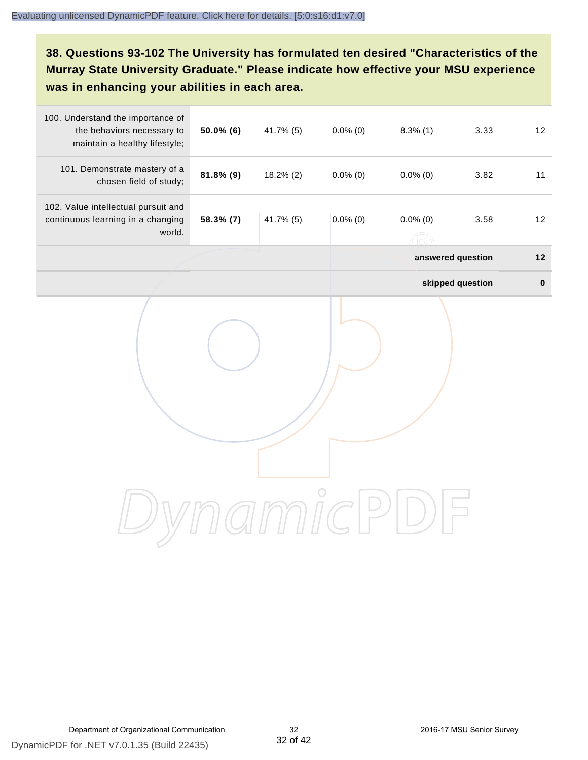**38. Questions 93-102 The University has formulated ten desired "Characteristics of the Murray State University Graduate." Please indicate how effective your MSU experience was in enhancing your abilities in each area.**

| | | | | | | |
|---|---|---|---|---|---|---|
| 100. Understand the importance of the behaviors necessary to maintain a healthy lifestyle; | **50.0% (6)** | 41.7% (5) | 0.0% (0) | 8.3% (1) | 3.33 | 12 |
| 101. Demonstrate mastery of a chosen field of study; | **81.8% (9)** | 18.2% (2) | 0.0% (0) | 0.0% (0) | 3.82 | 11 |
| 102. Value intellectual pursuit and continuous learning in a changing world. | **58.3% (7)** | 41.7% (5) | 0.0% (0) | 0.0% (0) | 3.58 | 12 |
| | | | | | **answered question** | **12** |
| | | | | | **skipped question** | **0** |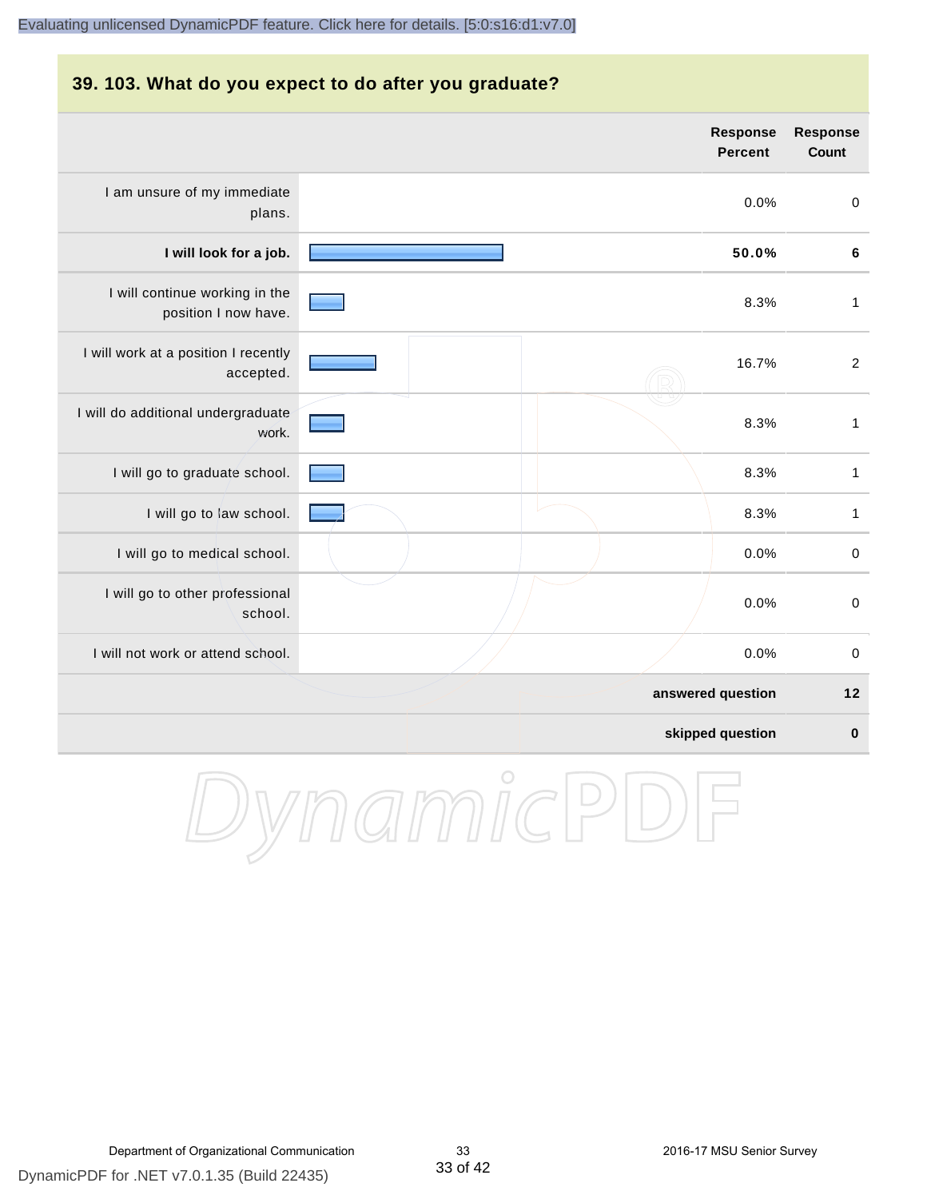## 39. 103. What do you expect to do after you graduate?

| | Response Percent | Response Count |
|---|---|---|
| I am unsure of my immediate plans. | 0.0% | 0 |
| **I will look for a job.** | **50.0%** | **6** |
| I will continue working in the position I now have. | 8.3% | 1 |
| I will work at a position I recently accepted. | 16.7% | 2 |
| I will do additional undergraduate work. | 8.3% | 1 |
| I will go to graduate school. | 8.3% | 1 |
| I will go to law school. | 8.3% | 1 |
| I will go to medical school. | 0.0% | 0 |
| I will go to other professional school. | 0.0% | 0 |
| I will not work or attend school. | 0.0% | 0 |
| **answered question** | | **12** |
| **skipped question** | | **0** |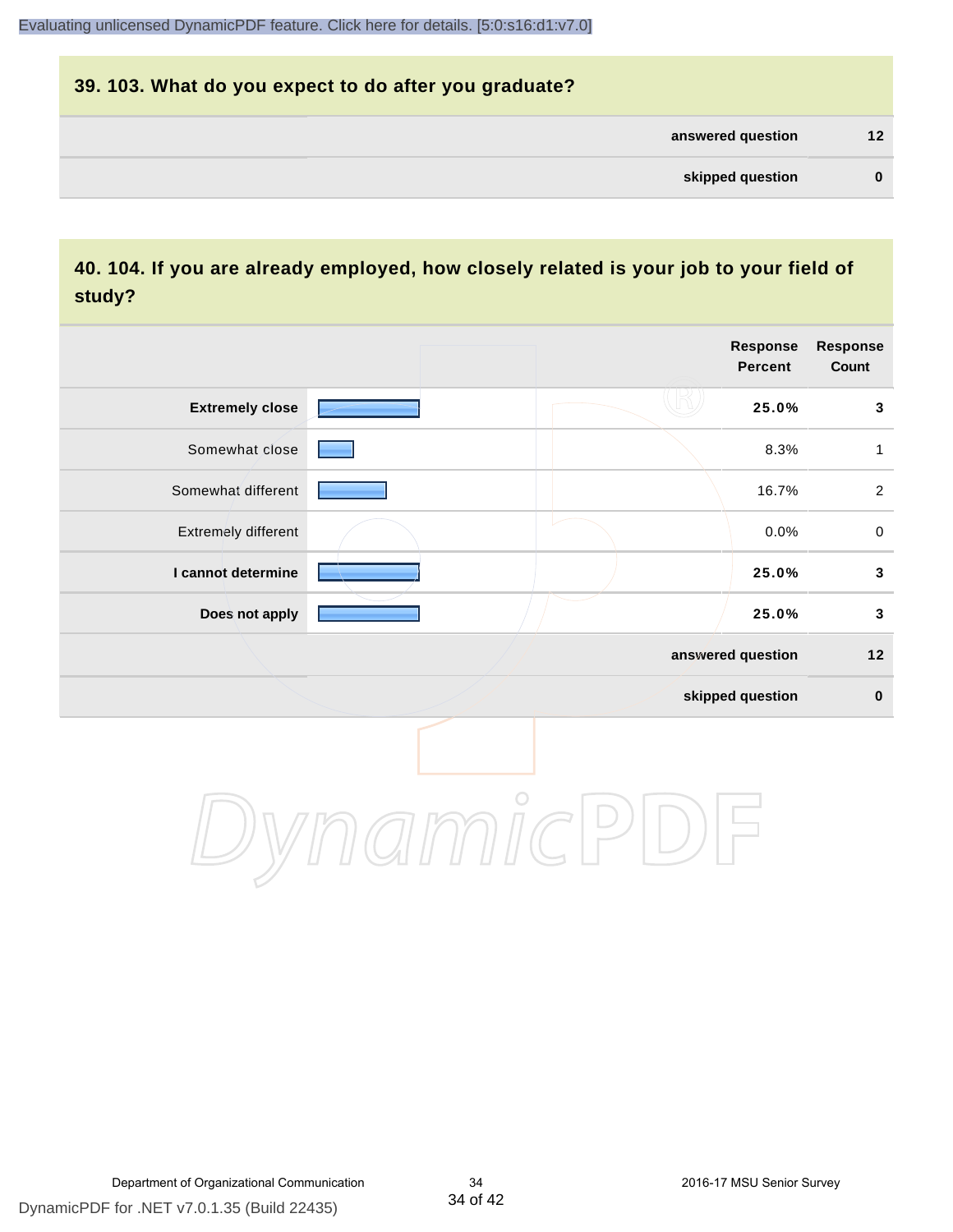## 39. 103. What do you expect to do after you graduate?

| | |
|---|---|
| **answered question** | **12** |
| **skipped question** | **0** |

## 40. 104. If you are already employed, how closely related is your job to your field of study?

| | Response Percent | Response Count |
|---|---|---|
| **Extremely close** | **25.0%** | **3** |
| Somewhat close | 8.3% | 1 |
| Somewhat different | 16.7% | 2 |
| Extremely different | 0.0% | 0 |
| **I cannot determine** | **25.0%** | **3** |
| **Does not apply** | **25.0%** | **3** |
| **answered question** | | **12** |
| **skipped question** | | **0** |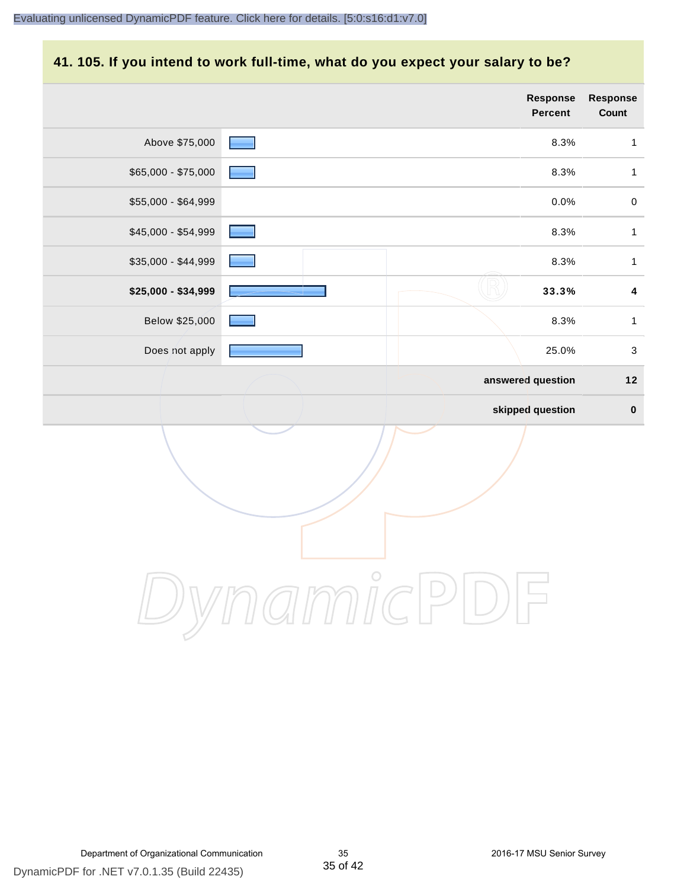## 41. 105. If you intend to work full-time, what do you expect your salary to be?

| | Response Percent | Response Count |
|---|---|---|
| Above $75,000 | 8.3% | 1 |
| $65,000 - $75,000 | 8.3% | 1 |
| $55,000 - $64,999 | 0.0% | 0 |
| $45,000 - $54,999 | 8.3% | 1 |
| $35,000 - $44,999 | 8.3% | 1 |
| **$25,000 - $34,999** | **33.3%** | **4** |
| Below $25,000 | 8.3% | 1 |
| Does not apply | 25.0% | 3 |
| | **answered question** | **12** |
| | **skipped question** | **0** |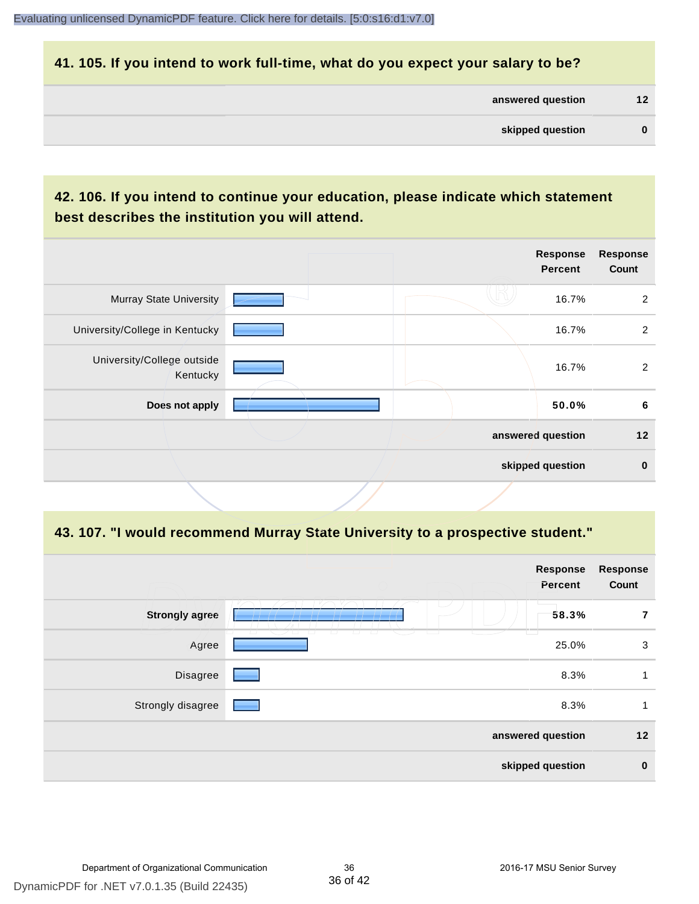## 41. 105. If you intend to work full-time, what do you expect your salary to be?

| | |
|---|---|
| answered question | 12 |
| skipped question | 0 |

## 42. 106. If you intend to continue your education, please indicate which statement best describes the institution you will attend.

| | Response Percent | Response Count |
|---|---|---|
| Murray State University | 16.7% | 2 |
| University/College in Kentucky | 16.7% | 2 |
| University/College outside Kentucky | 16.7% | 2 |
| **Does not apply** | **50.0%** | **6** |
| answered question | | 12 |
| skipped question | | 0 |

## 43. 107. "I would recommend Murray State University to a prospective student."

| | Response Percent | Response Count |
|---|---|---|
| **Strongly agree** | **58.3%** | **7** |
| Agree | 25.0% | 3 |
| Disagree | 8.3% | 1 |
| Strongly disagree | 8.3% | 1 |
| answered question | | 12 |
| skipped question | | 0 |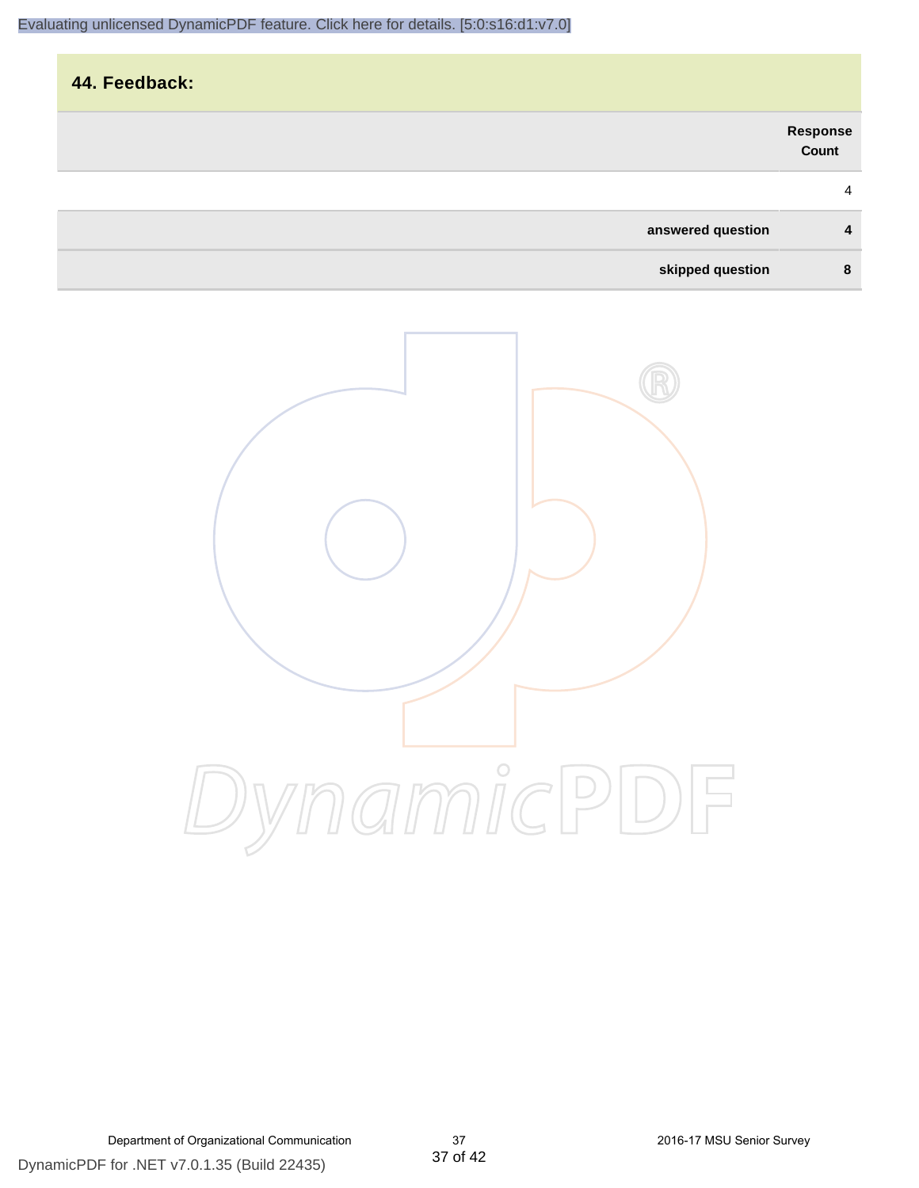## 44. Feedback:

| | Response Count |
|---|---|
| | 4 |
| **answered question** | **4** |
| **skipped question** | **8** |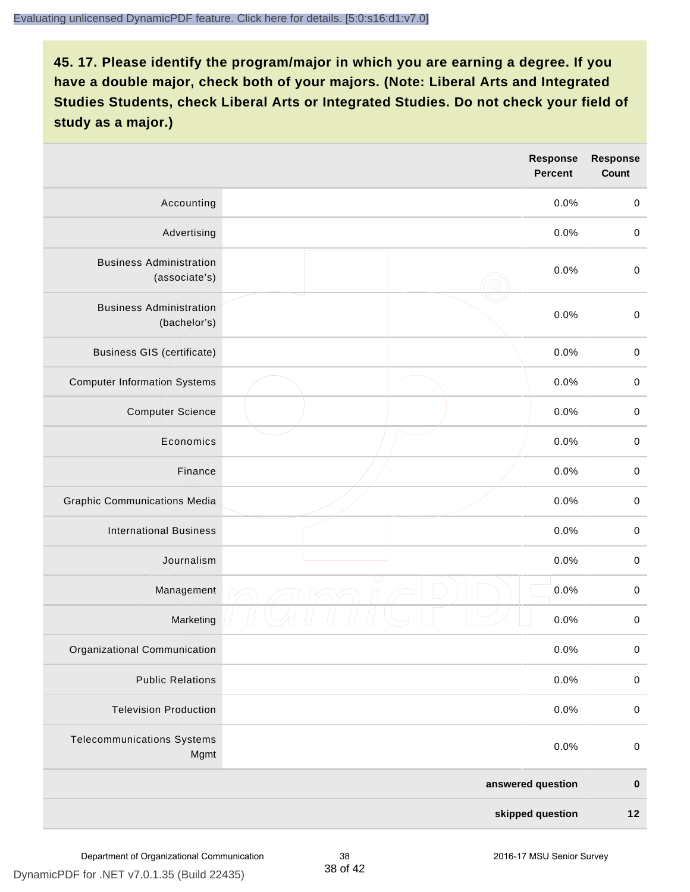## 45. 17. Please identify the program/major in which you are earning a degree. If you have a double major, check both of your majors. (Note: Liberal Arts and Integrated Studies Students, check Liberal Arts or Integrated Studies. Do not check your field of study as a major.)

| | | Response Percent | Response Count |
|---|---|---|---|
| Accounting | | 0.0% | 0 |
| Advertising | | 0.0% | 0 |
| Business Administration (associate's) | | 0.0% | 0 |
| Business Administration (bachelor's) | | 0.0% | 0 |
| Business GIS (certificate) | | 0.0% | 0 |
| Computer Information Systems | | 0.0% | 0 |
| Computer Science | | 0.0% | 0 |
| Economics | | 0.0% | 0 |
| Finance | | 0.0% | 0 |
| Graphic Communications Media | | 0.0% | 0 |
| International Business | | 0.0% | 0 |
| Journalism | | 0.0% | 0 |
| Management | | 0.0% | 0 |
| Marketing | | 0.0% | 0 |
| Organizational Communication | | 0.0% | 0 |
| Public Relations | | 0.0% | 0 |
| Television Production | | 0.0% | 0 |
| Telecommunications Systems Mgmt | | 0.0% | 0 |
| | | **answered question** | **0** |
| | | **skipped question** | **12** |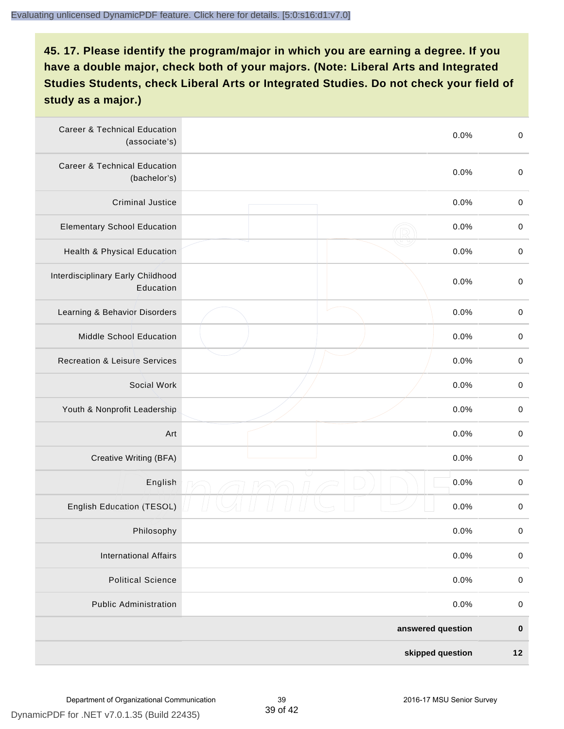**45. 17. Please identify the program/major in which you are earning a degree. If you have a double major, check both of your majors. (Note: Liberal Arts and Integrated Studies Students, check Liberal Arts or Integrated Studies. Do not check your field of study as a major.)**

| | | | |
|---|---|---|---|
| Career & Technical Education (associate's) | | 0.0% | 0 |
| Career & Technical Education (bachelor's) | | 0.0% | 0 |
| Criminal Justice | | 0.0% | 0 |
| Elementary School Education | | 0.0% | 0 |
| Health & Physical Education | | 0.0% | 0 |
| Interdisciplinary Early Childhood Education | | 0.0% | 0 |
| Learning & Behavior Disorders | | 0.0% | 0 |
| Middle School Education | | 0.0% | 0 |
| Recreation & Leisure Services | | 0.0% | 0 |
| Social Work | | 0.0% | 0 |
| Youth & Nonprofit Leadership | | 0.0% | 0 |
| Art | | 0.0% | 0 |
| Creative Writing (BFA) | | 0.0% | 0 |
| English | | 0.0% | 0 |
| English Education (TESOL) | | 0.0% | 0 |
| Philosophy | | 0.0% | 0 |
| International Affairs | | 0.0% | 0 |
| Political Science | | 0.0% | 0 |
| Public Administration | | 0.0% | 0 |
| | | **answered question** | **0** |
| | | **skipped question** | **12** |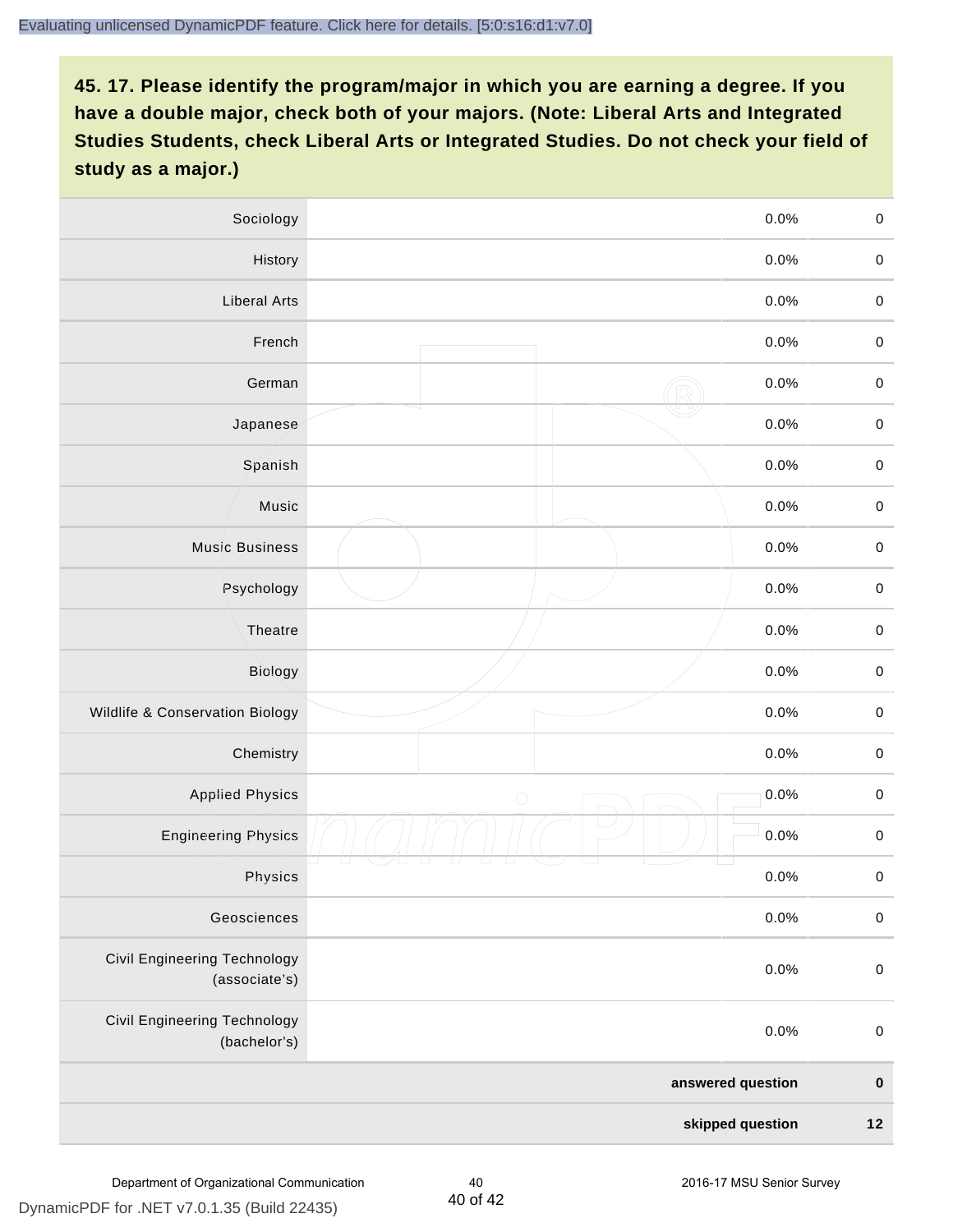## 45. 17. Please identify the program/major in which you are earning a degree. If you have a double major, check both of your majors. (Note: Liberal Arts and Integrated Studies Students, check Liberal Arts or Integrated Studies. Do not check your field of study as a major.)

| | | | |
|---|---|---|---|
| Sociology | | 0.0% | 0 |
| History | | 0.0% | 0 |
| Liberal Arts | | 0.0% | 0 |
| French | | 0.0% | 0 |
| German | | 0.0% | 0 |
| Japanese | | 0.0% | 0 |
| Spanish | | 0.0% | 0 |
| Music | | 0.0% | 0 |
| Music Business | | 0.0% | 0 |
| Psychology | | 0.0% | 0 |
| Theatre | | 0.0% | 0 |
| Biology | | 0.0% | 0 |
| Wildlife & Conservation Biology | | 0.0% | 0 |
| Chemistry | | 0.0% | 0 |
| Applied Physics | | 0.0% | 0 |
| Engineering Physics | | 0.0% | 0 |
| Physics | | 0.0% | 0 |
| Geosciences | | 0.0% | 0 |
| Civil Engineering Technology (associate's) | | 0.0% | 0 |
| Civil Engineering Technology (bachelor's) | | 0.0% | 0 |
| | | **answered question** | **0** |
| | | **skipped question** | **12** |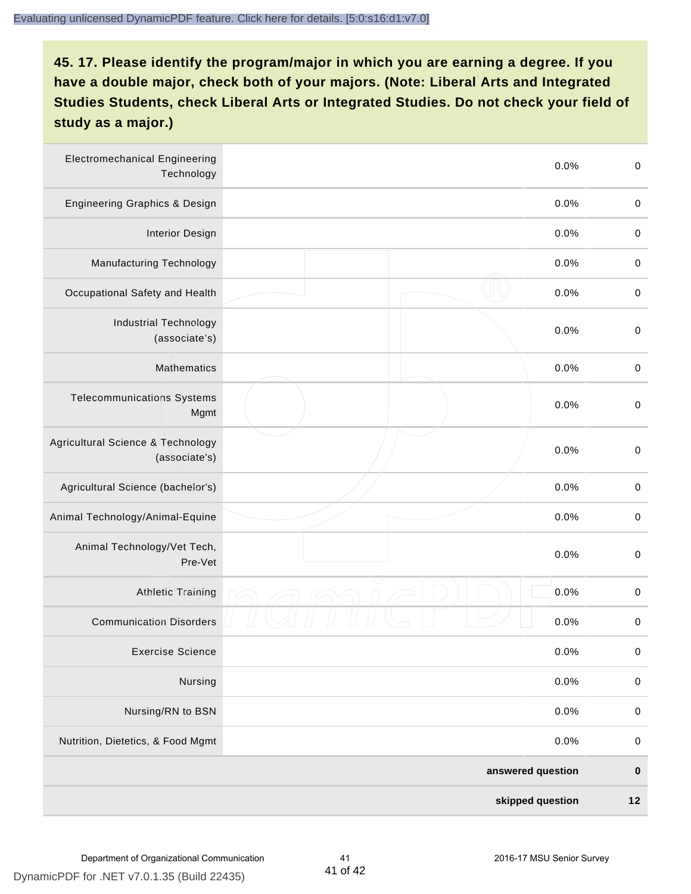## 45. 17. Please identify the program/major in which you are earning a degree. If you have a double major, check both of your majors. (Note: Liberal Arts and Integrated Studies Students, check Liberal Arts or Integrated Studies. Do not check your field of study as a major.)

| Program/Major | | Percent | Count |
|---|---|---|---|
| Electromechanical Engineering Technology | | 0.0% | 0 |
| Engineering Graphics & Design | | 0.0% | 0 |
| Interior Design | | 0.0% | 0 |
| Manufacturing Technology | | 0.0% | 0 |
| Occupational Safety and Health | | 0.0% | 0 |
| Industrial Technology (associate's) | | 0.0% | 0 |
| Mathematics | | 0.0% | 0 |
| Telecommunications Systems Mgmt | | 0.0% | 0 |
| Agricultural Science & Technology (associate's) | | 0.0% | 0 |
| Agricultural Science (bachelor's) | | 0.0% | 0 |
| Animal Technology/Animal-Equine | | 0.0% | 0 |
| Animal Technology/Vet Tech, Pre-Vet | | 0.0% | 0 |
| Athletic Training | | 0.0% | 0 |
| Communication Disorders | | 0.0% | 0 |
| Exercise Science | | 0.0% | 0 |
| Nursing | | 0.0% | 0 |
| Nursing/RN to BSN | | 0.0% | 0 |
| Nutrition, Dietetics, & Food Mgmt | | 0.0% | 0 |
| | | **answered question** | **0** |
| | | **skipped question** | **12** |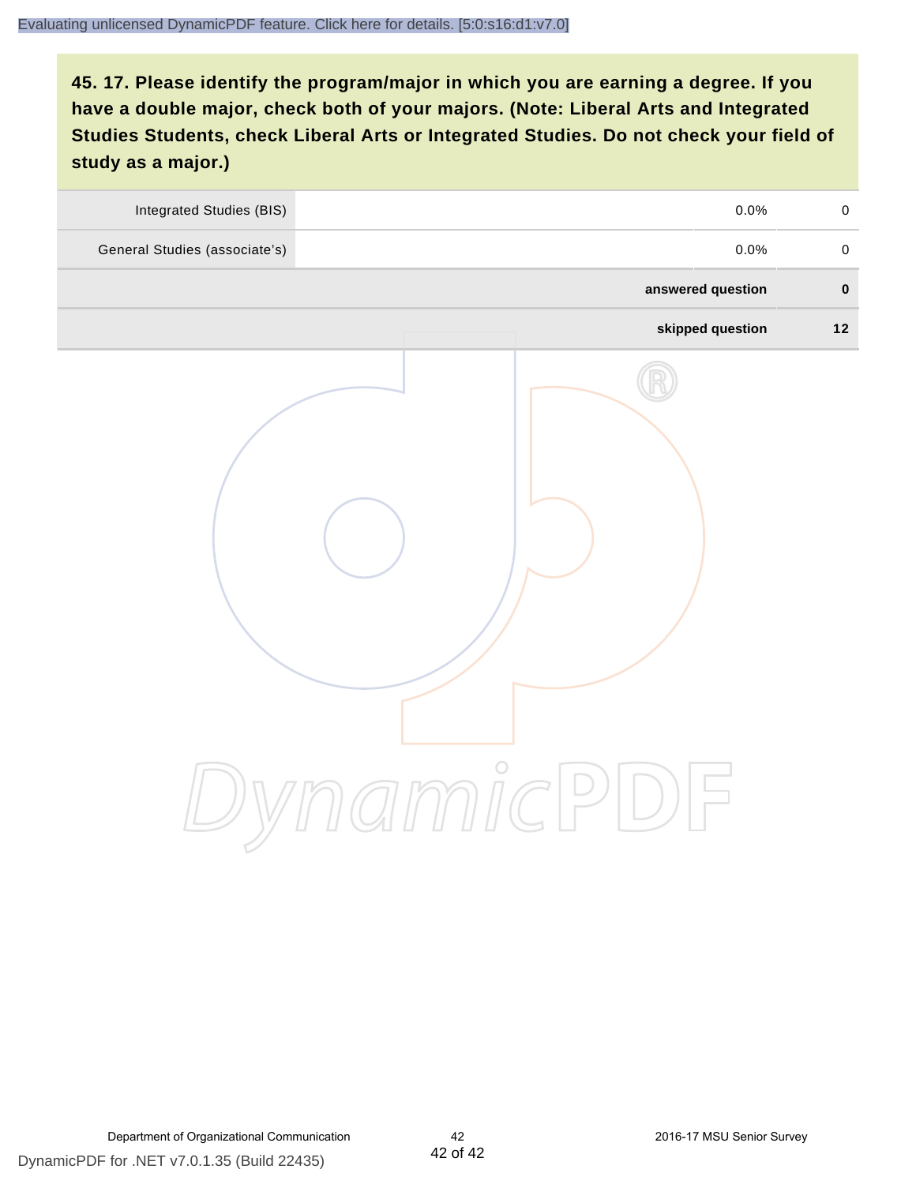**45. 17. Please identify the program/major in which you are earning a degree. If you have a double major, check both of your majors. (Note: Liberal Arts and Integrated Studies Students, check Liberal Arts or Integrated Studies. Do not check your field of study as a major.)**

| | | | |
|---|---|---|---|
| Integrated Studies (BIS) | | 0.0% | 0 |
| General Studies (associate's) | | 0.0% | 0 |
| | | **answered question** | **0** |
| | | **skipped question** | **12** |